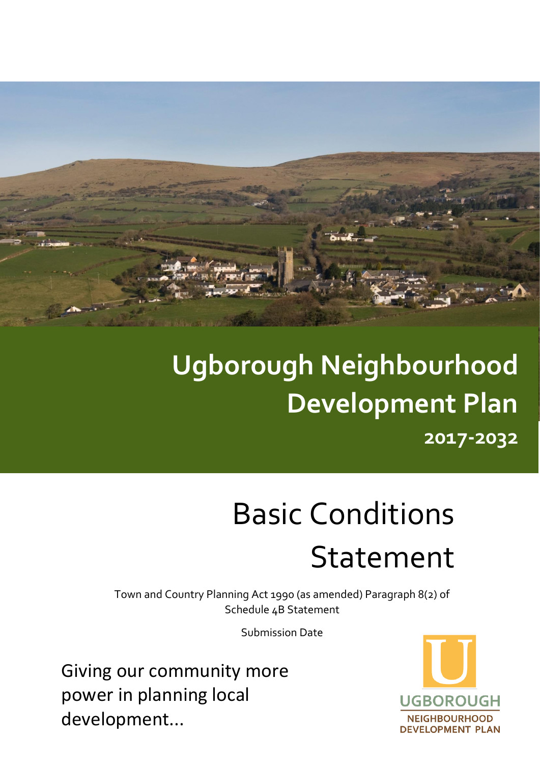# Ugborough Neighbourhood Development Plan

**2017-2032**

# Basic Conditions Statement

Town and Country Planning Act 1990 (as amended) Paragraph 8(2) of Schedule 4B Statement

Submission Date

Giving our community more power in planning local development...

UGBOROUGH NEIGHBOURHOOD DEVELOPMENT PLAN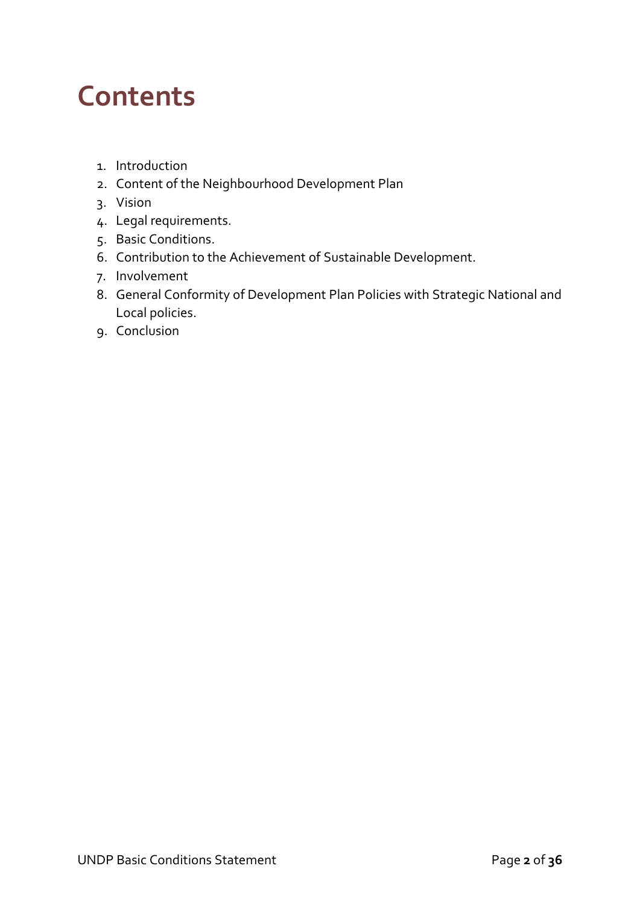# Contents

1. Introduction
2. Content of the Neighbourhood Development Plan
3. Vision
4. Legal requirements.
5. Basic Conditions.
6. Contribution to the Achievement of Sustainable Development.
7. Involvement
8. General Conformity of Development Plan Policies with Strategic National and Local policies.
9. Conclusion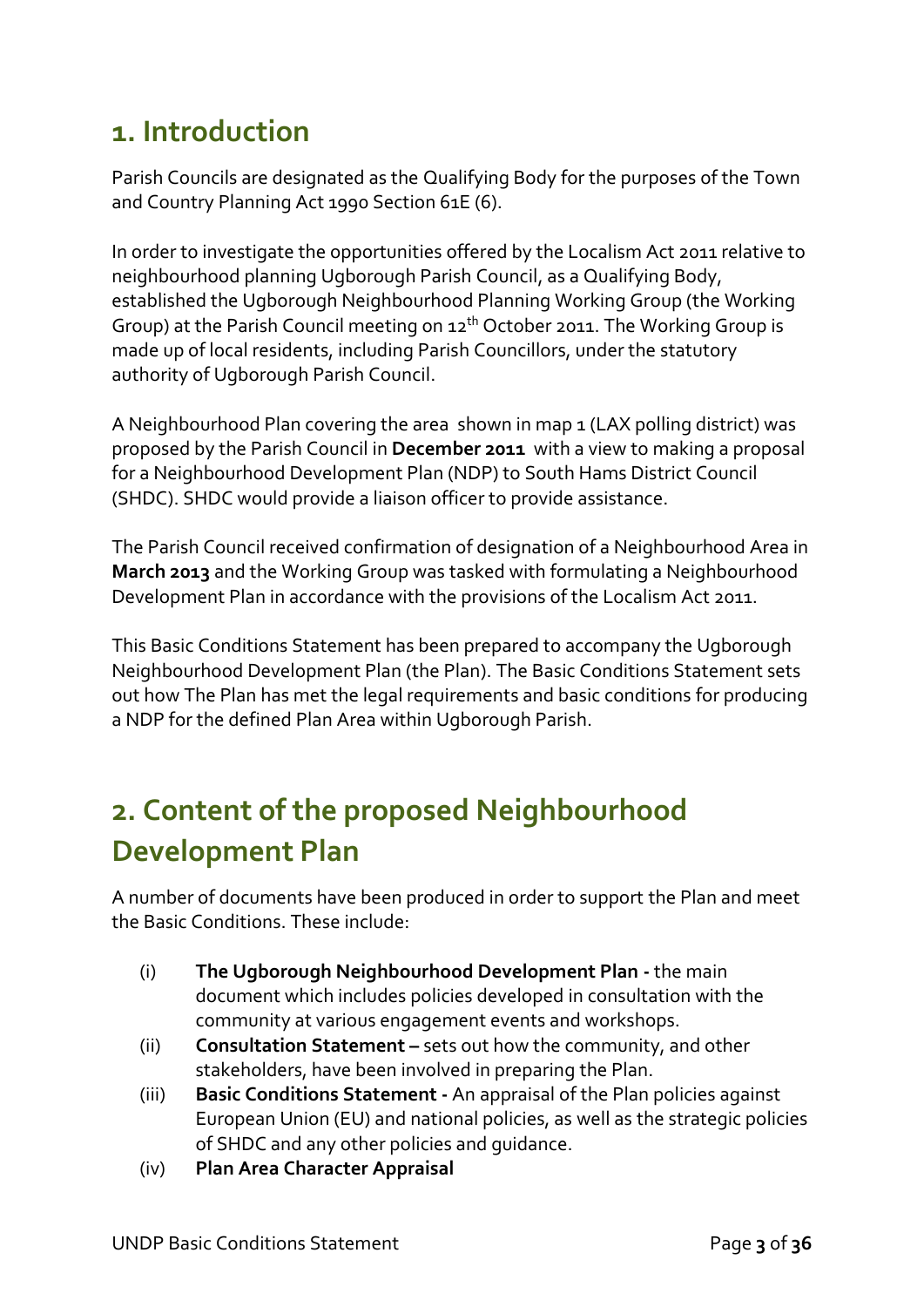## 1. Introduction

Parish Councils are designated as the Qualifying Body for the purposes of the Town and Country Planning Act 1990 Section 61E (6).

In order to investigate the opportunities offered by the Localism Act 2011 relative to neighbourhood planning Ugborough Parish Council, as a Qualifying Body, established the Ugborough Neighbourhood Planning Working Group (the Working Group) at the Parish Council meeting on 12th October 2011. The Working Group is made up of local residents, including Parish Councillors, under the statutory authority of Ugborough Parish Council.

A Neighbourhood Plan covering the area shown in map 1 (LAX polling district) was proposed by the Parish Council in **December 2011** with a view to making a proposal for a Neighbourhood Development Plan (NDP) to South Hams District Council (SHDC). SHDC would provide a liaison officer to provide assistance.

The Parish Council received confirmation of designation of a Neighbourhood Area in **March 2013** and the Working Group was tasked with formulating a Neighbourhood Development Plan in accordance with the provisions of the Localism Act 2011.

This Basic Conditions Statement has been prepared to accompany the Ugborough Neighbourhood Development Plan (the Plan). The Basic Conditions Statement sets out how The Plan has met the legal requirements and basic conditions for producing a NDP for the defined Plan Area within Ugborough Parish.

## 2. Content of the proposed Neighbourhood Development Plan

A number of documents have been produced in order to support the Plan and meet the Basic Conditions. These include:

(i) **The Ugborough Neighbourhood Development Plan -** the main document which includes policies developed in consultation with the community at various engagement events and workshops.

(ii) **Consultation Statement –** sets out how the community, and other stakeholders, have been involved in preparing the Plan.

(iii) **Basic Conditions Statement -** An appraisal of the Plan policies against European Union (EU) and national policies, as well as the strategic policies of SHDC and any other policies and guidance.

(iv) **Plan Area Character Appraisal**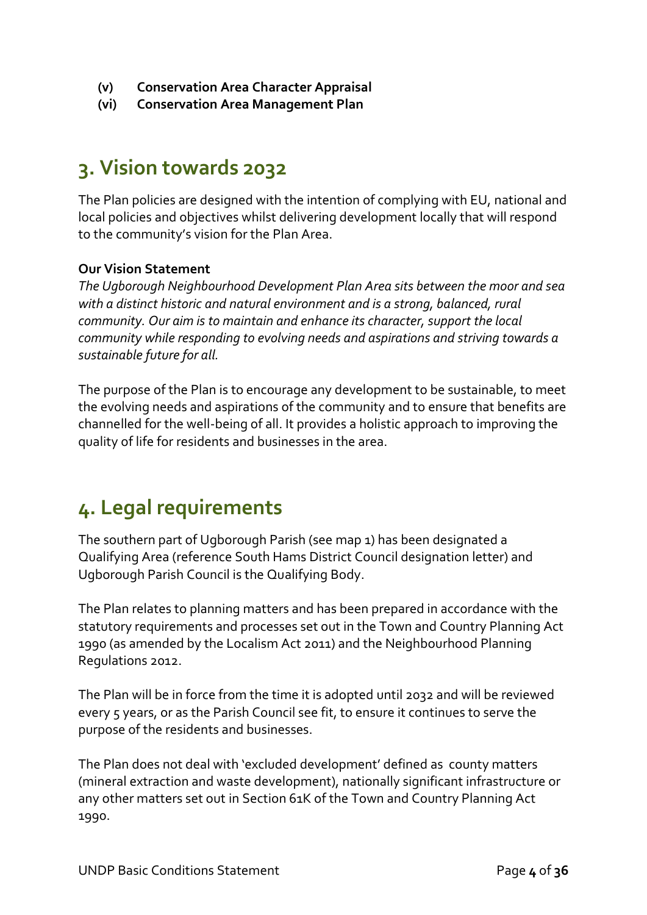**(v) Conservation Area Character Appraisal**
**(vi) Conservation Area Management Plan**

## 3. Vision towards 2032

The Plan policies are designed with the intention of complying with EU, national and local policies and objectives whilst delivering development locally that will respond to the community's vision for the Plan Area.

**Our Vision Statement**
*The Ugborough Neighbourhood Development Plan Area sits between the moor and sea with a distinct historic and natural environment and is a strong, balanced, rural community. Our aim is to maintain and enhance its character, support the local community while responding to evolving needs and aspirations and striving towards a sustainable future for all.*

The purpose of the Plan is to encourage any development to be sustainable, to meet the evolving needs and aspirations of the community and to ensure that benefits are channelled for the well-being of all. It provides a holistic approach to improving the quality of life for residents and businesses in the area.

## 4. Legal requirements

The southern part of Ugborough Parish (see map 1) has been designated a Qualifying Area (reference South Hams District Council designation letter) and Ugborough Parish Council is the Qualifying Body.

The Plan relates to planning matters and has been prepared in accordance with the statutory requirements and processes set out in the Town and Country Planning Act 1990 (as amended by the Localism Act 2011) and the Neighbourhood Planning Regulations 2012.

The Plan will be in force from the time it is adopted until 2032 and will be reviewed every 5 years, or as the Parish Council see fit, to ensure it continues to serve the purpose of the residents and businesses.

The Plan does not deal with 'excluded development' defined as county matters (mineral extraction and waste development), nationally significant infrastructure or any other matters set out in Section 61K of the Town and Country Planning Act 1990.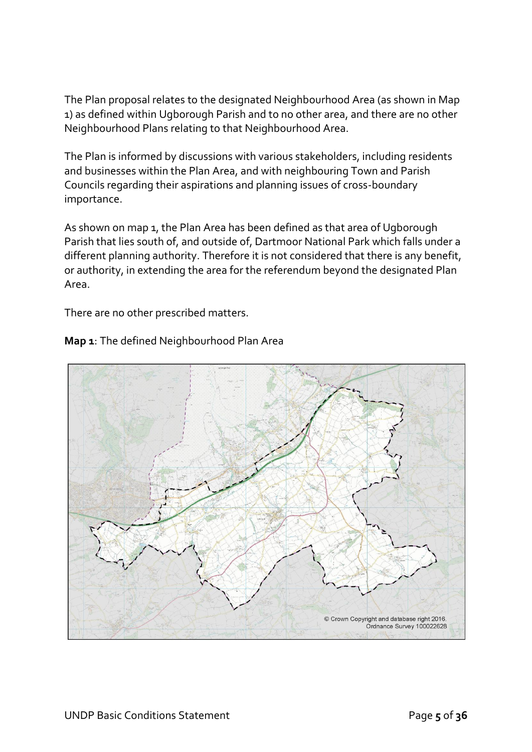The Plan proposal relates to the designated Neighbourhood Area (as shown in Map 1) as defined within Ugborough Parish and to no other area, and there are no other Neighbourhood Plans relating to that Neighbourhood Area.

The Plan is informed by discussions with various stakeholders, including residents and businesses within the Plan Area, and with neighbouring Town and Parish Councils regarding their aspirations and planning issues of cross-boundary importance.

As shown on map 1, the Plan Area has been defined as that area of Ugborough Parish that lies south of, and outside of, Dartmoor National Park which falls under a different planning authority. Therefore it is not considered that there is any benefit, or authority, in extending the area for the referendum beyond the designated Plan Area.

There are no other prescribed matters.

**Map 1**: The defined Neighbourhood Plan Area

© Crown Copyright and database right 2016. Ordnance Survey 100022628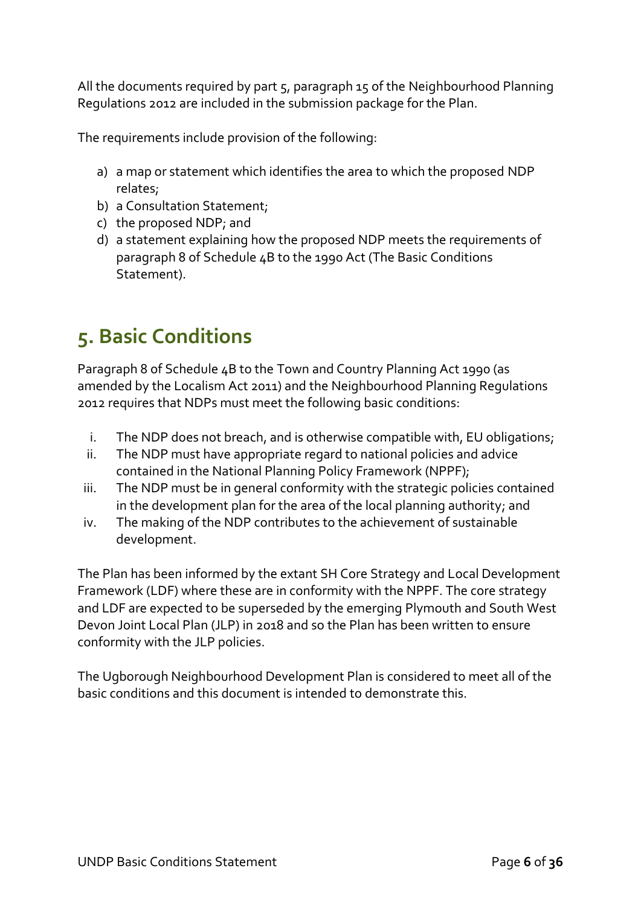All the documents required by part 5, paragraph 15 of the Neighbourhood Planning Regulations 2012 are included in the submission package for the Plan.

The requirements include provision of the following:

a) a map or statement which identifies the area to which the proposed NDP relates;
b) a Consultation Statement;
c) the proposed NDP; and
d) a statement explaining how the proposed NDP meets the requirements of paragraph 8 of Schedule 4B to the 1990 Act (The Basic Conditions Statement).

## 5. Basic Conditions

Paragraph 8 of Schedule 4B to the Town and Country Planning Act 1990 (as amended by the Localism Act 2011) and the Neighbourhood Planning Regulations 2012 requires that NDPs must meet the following basic conditions:

i. The NDP does not breach, and is otherwise compatible with, EU obligations;
ii. The NDP must have appropriate regard to national policies and advice contained in the National Planning Policy Framework (NPPF);
iii. The NDP must be in general conformity with the strategic policies contained in the development plan for the area of the local planning authority; and
iv. The making of the NDP contributes to the achievement of sustainable development.

The Plan has been informed by the extant SH Core Strategy and Local Development Framework (LDF) where these are in conformity with the NPPF. The core strategy and LDF are expected to be superseded by the emerging Plymouth and South West Devon Joint Local Plan (JLP) in 2018 and so the Plan has been written to ensure conformity with the JLP policies.

The Ugborough Neighbourhood Development Plan is considered to meet all of the basic conditions and this document is intended to demonstrate this.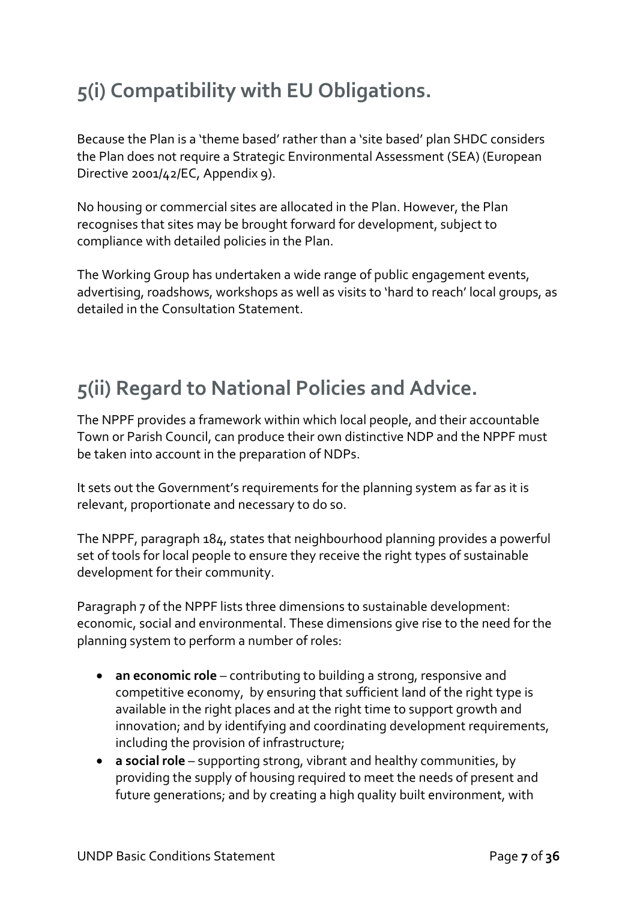# 5(i) Compatibility with EU Obligations.

Because the Plan is a 'theme based' rather than a 'site based' plan SHDC considers the Plan does not require a Strategic Environmental Assessment (SEA) (European Directive 2001/42/EC, Appendix 9).

No housing or commercial sites are allocated in the Plan. However, the Plan recognises that sites may be brought forward for development, subject to compliance with detailed policies in the Plan.

The Working Group has undertaken a wide range of public engagement events, advertising, roadshows, workshops as well as visits to 'hard to reach' local groups, as detailed in the Consultation Statement.

# 5(ii) Regard to National Policies and Advice.

The NPPF provides a framework within which local people, and their accountable Town or Parish Council, can produce their own distinctive NDP and the NPPF must be taken into account in the preparation of NDPs.

It sets out the Government's requirements for the planning system as far as it is relevant, proportionate and necessary to do so.

The NPPF, paragraph 184, states that neighbourhood planning provides a powerful set of tools for local people to ensure they receive the right types of sustainable development for their community.

Paragraph 7 of the NPPF lists three dimensions to sustainable development: economic, social and environmental. These dimensions give rise to the need for the planning system to perform a number of roles:

- **an economic role** – contributing to building a strong, responsive and competitive economy, by ensuring that sufficient land of the right type is available in the right places and at the right time to support growth and innovation; and by identifying and coordinating development requirements, including the provision of infrastructure;
- **a social role** – supporting strong, vibrant and healthy communities, by providing the supply of housing required to meet the needs of present and future generations; and by creating a high quality built environment, with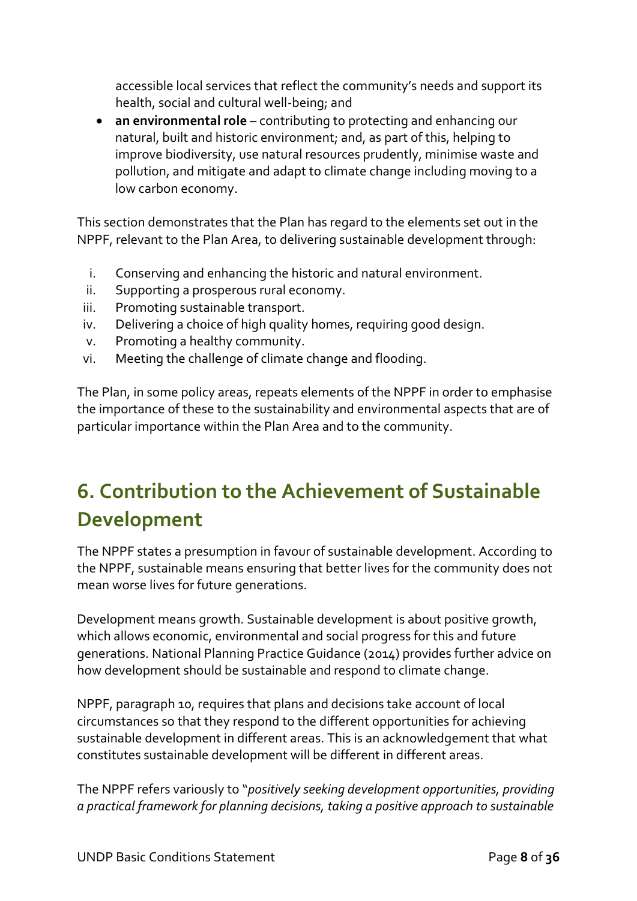accessible local services that reflect the community's needs and support its health, social and cultural well-being; and

- **an environmental role** – contributing to protecting and enhancing our natural, built and historic environment; and, as part of this, helping to improve biodiversity, use natural resources prudently, minimise waste and pollution, and mitigate and adapt to climate change including moving to a low carbon economy.

This section demonstrates that the Plan has regard to the elements set out in the NPPF, relevant to the Plan Area, to delivering sustainable development through:

i. Conserving and enhancing the historic and natural environment.
ii. Supporting a prosperous rural economy.
iii. Promoting sustainable transport.
iv. Delivering a choice of high quality homes, requiring good design.
v. Promoting a healthy community.
vi. Meeting the challenge of climate change and flooding.

The Plan, in some policy areas, repeats elements of the NPPF in order to emphasise the importance of these to the sustainability and environmental aspects that are of particular importance within the Plan Area and to the community.

## 6. Contribution to the Achievement of Sustainable Development

The NPPF states a presumption in favour of sustainable development. According to the NPPF, sustainable means ensuring that better lives for the community does not mean worse lives for future generations.

Development means growth. Sustainable development is about positive growth, which allows economic, environmental and social progress for this and future generations. National Planning Practice Guidance (2014) provides further advice on how development should be sustainable and respond to climate change.

NPPF, paragraph 10, requires that plans and decisions take account of local circumstances so that they respond to the different opportunities for achieving sustainable development in different areas. This is an acknowledgement that what constitutes sustainable development will be different in different areas.

The NPPF refers variously to "*positively seeking development opportunities, providing a practical framework for planning decisions, taking a positive approach to sustainable*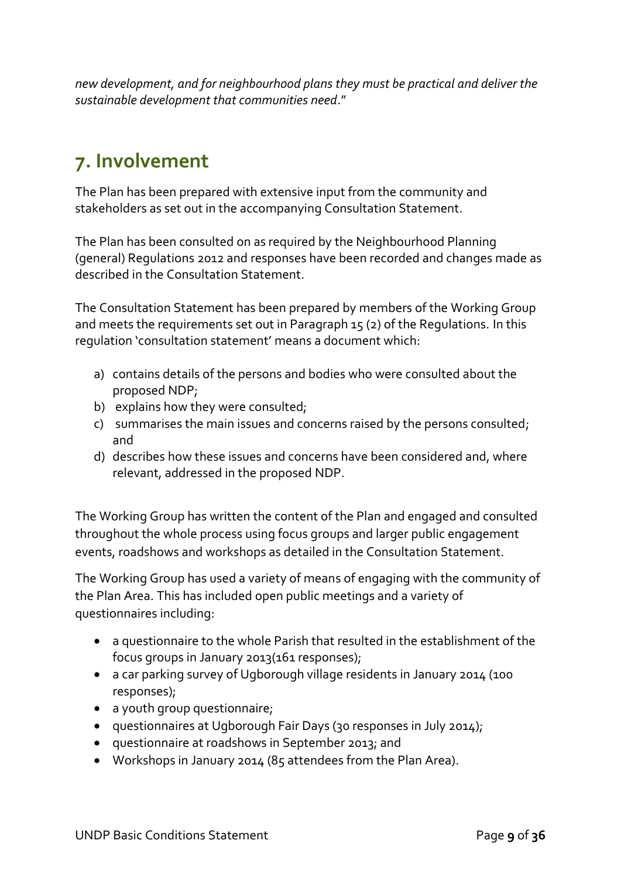*new development, and for neighbourhood plans they must be practical and deliver the sustainable development that communities need*."

## 7. Involvement

The Plan has been prepared with extensive input from the community and stakeholders as set out in the accompanying Consultation Statement.

The Plan has been consulted on as required by the Neighbourhood Planning (general) Regulations 2012 and responses have been recorded and changes made as described in the Consultation Statement.

The Consultation Statement has been prepared by members of the Working Group and meets the requirements set out in Paragraph 15 (2) of the Regulations. In this regulation 'consultation statement' means a document which:

a) contains details of the persons and bodies who were consulted about the proposed NDP;
b) explains how they were consulted;
c) summarises the main issues and concerns raised by the persons consulted; and
d) describes how these issues and concerns have been considered and, where relevant, addressed in the proposed NDP.

The Working Group has written the content of the Plan and engaged and consulted throughout the whole process using focus groups and larger public engagement events, roadshows and workshops as detailed in the Consultation Statement.

The Working Group has used a variety of means of engaging with the community of the Plan Area. This has included open public meetings and a variety of questionnaires including:

- a questionnaire to the whole Parish that resulted in the establishment of the focus groups in January 2013(161 responses);
- a car parking survey of Ugborough village residents in January 2014 (100 responses);
- a youth group questionnaire;
- questionnaires at Ugborough Fair Days (30 responses in July 2014);
- questionnaire at roadshows in September 2013; and
- Workshops in January 2014 (85 attendees from the Plan Area).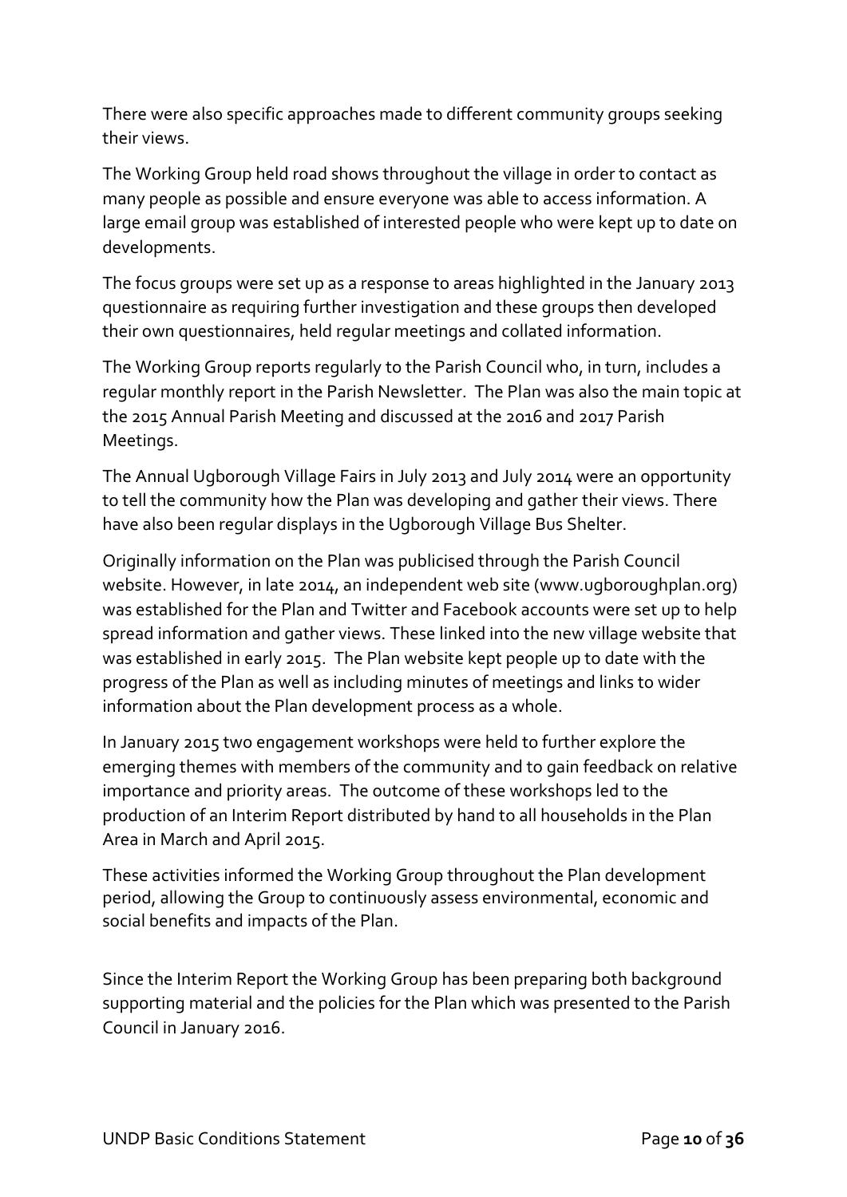There were also specific approaches made to different community groups seeking their views.

The Working Group held road shows throughout the village in order to contact as many people as possible and ensure everyone was able to access information. A large email group was established of interested people who were kept up to date on developments.

The focus groups were set up as a response to areas highlighted in the January 2013 questionnaire as requiring further investigation and these groups then developed their own questionnaires, held regular meetings and collated information.

The Working Group reports regularly to the Parish Council who, in turn, includes a regular monthly report in the Parish Newsletter. The Plan was also the main topic at the 2015 Annual Parish Meeting and discussed at the 2016 and 2017 Parish Meetings.

The Annual Ugborough Village Fairs in July 2013 and July 2014 were an opportunity to tell the community how the Plan was developing and gather their views. There have also been regular displays in the Ugborough Village Bus Shelter.

Originally information on the Plan was publicised through the Parish Council website. However, in late 2014, an independent web site (www.ugboroughplan.org) was established for the Plan and Twitter and Facebook accounts were set up to help spread information and gather views. These linked into the new village website that was established in early 2015. The Plan website kept people up to date with the progress of the Plan as well as including minutes of meetings and links to wider information about the Plan development process as a whole.

In January 2015 two engagement workshops were held to further explore the emerging themes with members of the community and to gain feedback on relative importance and priority areas. The outcome of these workshops led to the production of an Interim Report distributed by hand to all households in the Plan Area in March and April 2015.

These activities informed the Working Group throughout the Plan development period, allowing the Group to continuously assess environmental, economic and social benefits and impacts of the Plan.

Since the Interim Report the Working Group has been preparing both background supporting material and the policies for the Plan which was presented to the Parish Council in January 2016.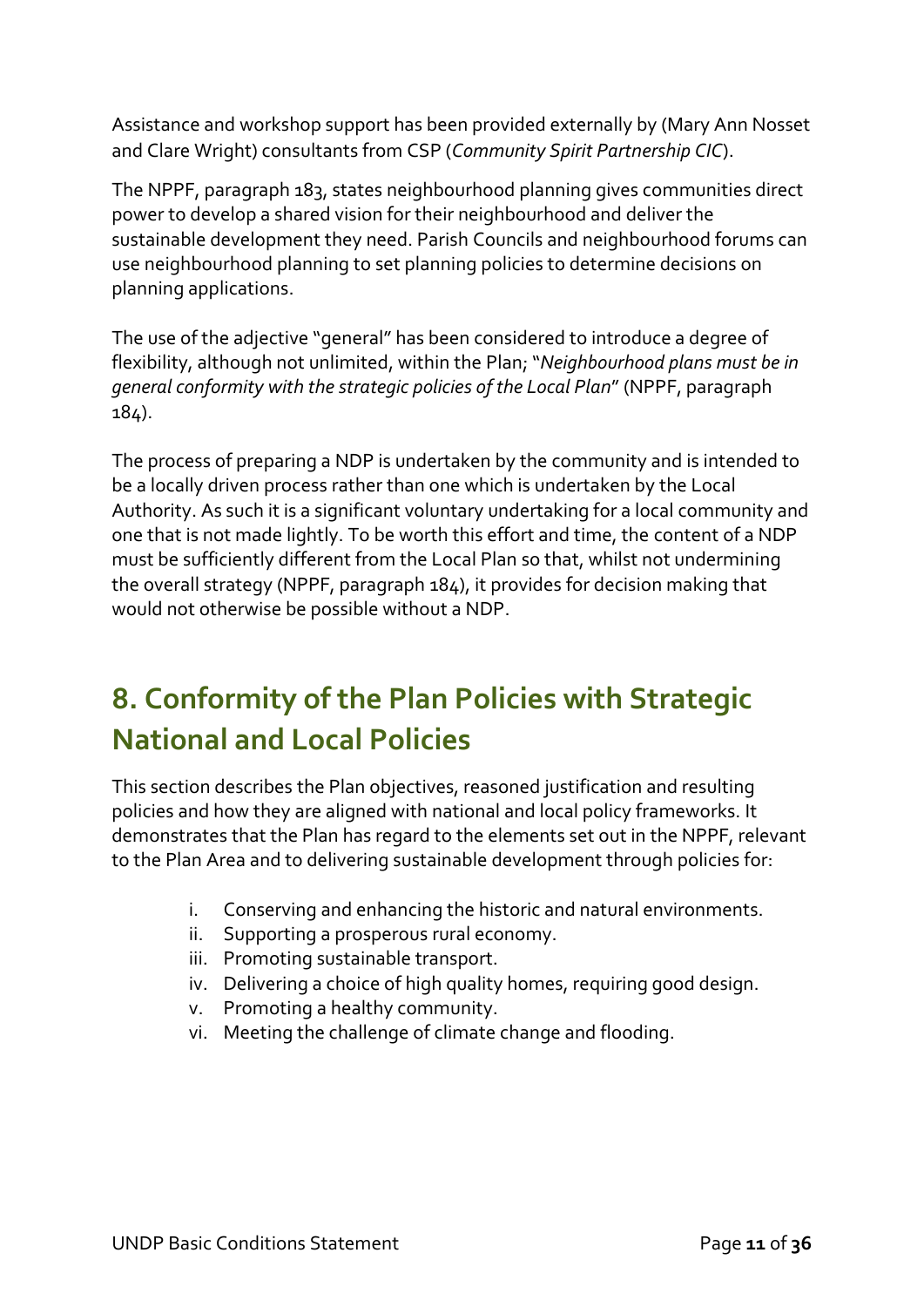Assistance and workshop support has been provided externally by (Mary Ann Nosset and Clare Wright) consultants from CSP (*Community Spirit Partnership CIC*).

The NPPF, paragraph 183, states neighbourhood planning gives communities direct power to develop a shared vision for their neighbourhood and deliver the sustainable development they need. Parish Councils and neighbourhood forums can use neighbourhood planning to set planning policies to determine decisions on planning applications.

The use of the adjective "general" has been considered to introduce a degree of flexibility, although not unlimited, within the Plan; "*Neighbourhood plans must be in general conformity with the strategic policies of the Local Plan*" (NPPF, paragraph 184).

The process of preparing a NDP is undertaken by the community and is intended to be a locally driven process rather than one which is undertaken by the Local Authority. As such it is a significant voluntary undertaking for a local community and one that is not made lightly. To be worth this effort and time, the content of a NDP must be sufficiently different from the Local Plan so that, whilst not undermining the overall strategy (NPPF, paragraph 184), it provides for decision making that would not otherwise be possible without a NDP.

## 8. Conformity of the Plan Policies with Strategic National and Local Policies

This section describes the Plan objectives, reasoned justification and resulting policies and how they are aligned with national and local policy frameworks. It demonstrates that the Plan has regard to the elements set out in the NPPF, relevant to the Plan Area and to delivering sustainable development through policies for:

i. Conserving and enhancing the historic and natural environments.
ii. Supporting a prosperous rural economy.
iii. Promoting sustainable transport.
iv. Delivering a choice of high quality homes, requiring good design.
v. Promoting a healthy community.
vi. Meeting the challenge of climate change and flooding.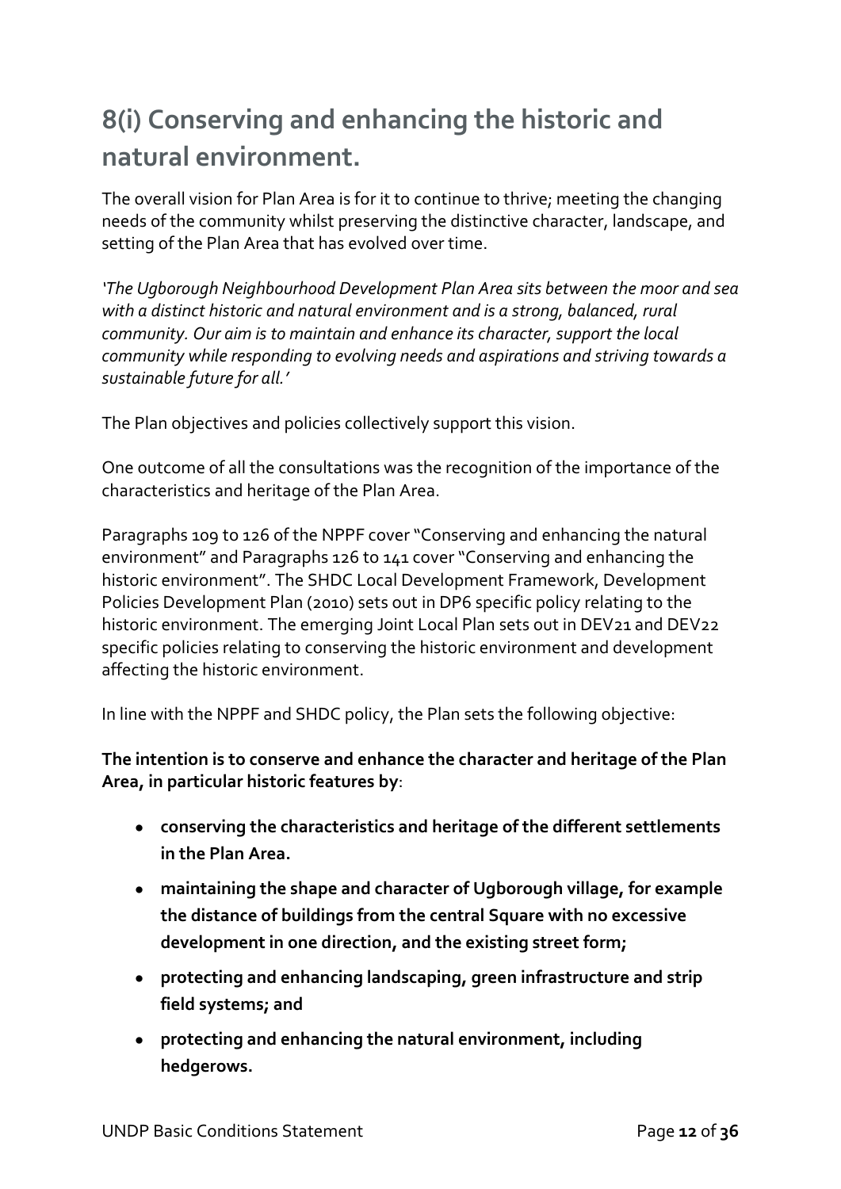## 8(i) Conserving and enhancing the historic and natural environment.

The overall vision for Plan Area is for it to continue to thrive; meeting the changing needs of the community whilst preserving the distinctive character, landscape, and setting of the Plan Area that has evolved over time.

*'The Ugborough Neighbourhood Development Plan Area sits between the moor and sea with a distinct historic and natural environment and is a strong, balanced, rural community. Our aim is to maintain and enhance its character, support the local community while responding to evolving needs and aspirations and striving towards a sustainable future for all.'*

The Plan objectives and policies collectively support this vision.

One outcome of all the consultations was the recognition of the importance of the characteristics and heritage of the Plan Area.

Paragraphs 109 to 126 of the NPPF cover "Conserving and enhancing the natural environment" and Paragraphs 126 to 141 cover "Conserving and enhancing the historic environment". The SHDC Local Development Framework, Development Policies Development Plan (2010) sets out in DP6 specific policy relating to the historic environment. The emerging Joint Local Plan sets out in DEV21 and DEV22 specific policies relating to conserving the historic environment and development affecting the historic environment.

In line with the NPPF and SHDC policy, the Plan sets the following objective:

**The intention is to conserve and enhance the character and heritage of the Plan Area, in particular historic features by**:

- **conserving the characteristics and heritage of the different settlements in the Plan Area.**
- **maintaining the shape and character of Ugborough village, for example the distance of buildings from the central Square with no excessive development in one direction, and the existing street form;**
- **protecting and enhancing landscaping, green infrastructure and strip field systems; and**
- **protecting and enhancing the natural environment, including hedgerows.**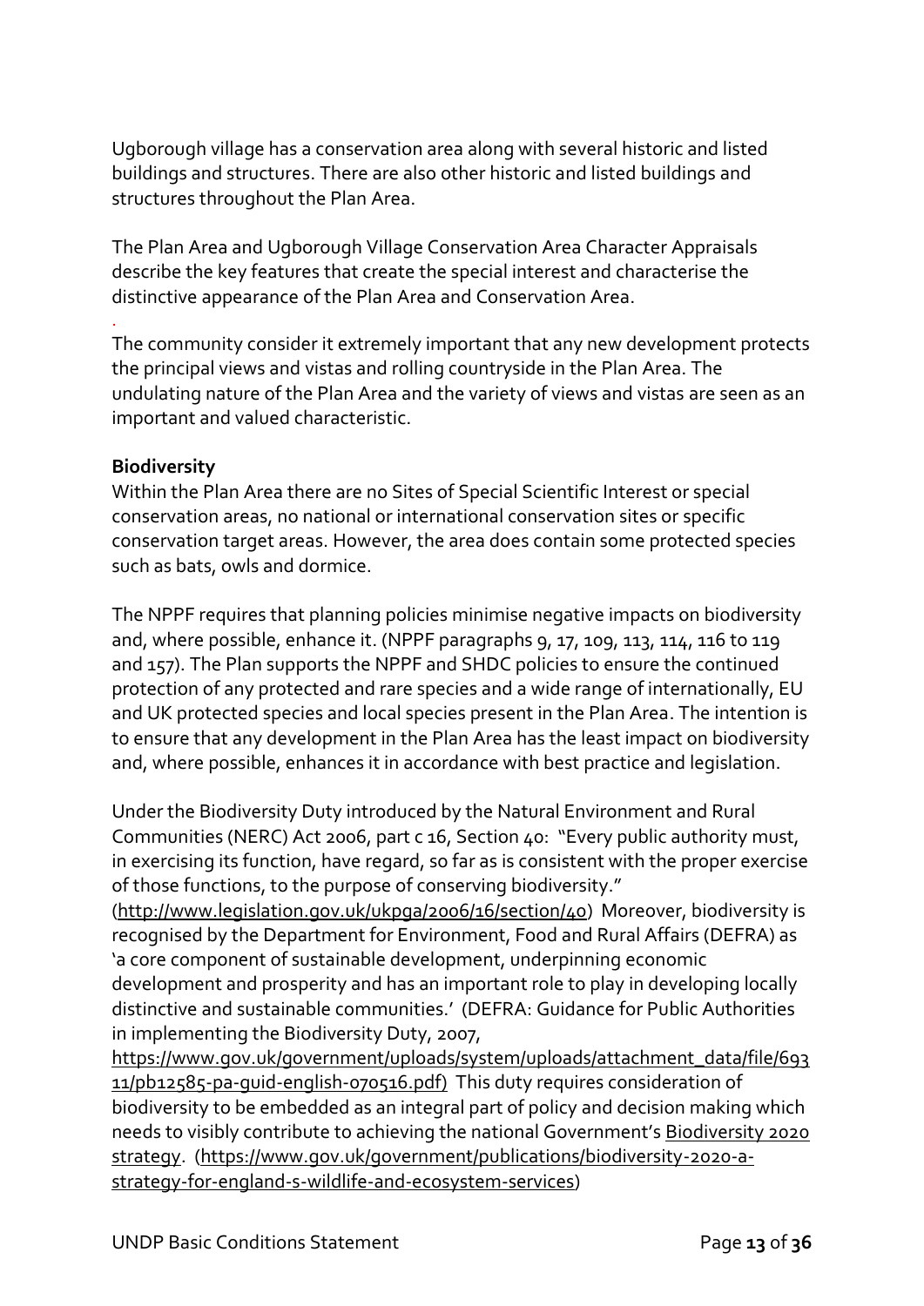Ugborough village has a conservation area along with several historic and listed buildings and structures. There are also other historic and listed buildings and structures throughout the Plan Area.

The Plan Area and Ugborough Village Conservation Area Character Appraisals describe the key features that create the special interest and characterise the distinctive appearance of the Plan Area and Conservation Area.

The community consider it extremely important that any new development protects the principal views and vistas and rolling countryside in the Plan Area. The undulating nature of the Plan Area and the variety of views and vistas are seen as an important and valued characteristic.

**Biodiversity**

Within the Plan Area there are no Sites of Special Scientific Interest or special conservation areas, no national or international conservation sites or specific conservation target areas. However, the area does contain some protected species such as bats, owls and dormice.

The NPPF requires that planning policies minimise negative impacts on biodiversity and, where possible, enhance it. (NPPF paragraphs 9, 17, 109, 113, 114, 116 to 119 and 157). The Plan supports the NPPF and SHDC policies to ensure the continued protection of any protected and rare species and a wide range of internationally, EU and UK protected species and local species present in the Plan Area. The intention is to ensure that any development in the Plan Area has the least impact on biodiversity and, where possible, enhances it in accordance with best practice and legislation.

Under the Biodiversity Duty introduced by the Natural Environment and Rural Communities (NERC) Act 2006, part c 16, Section 40: "Every public authority must, in exercising its function, have regard, so far as is consistent with the proper exercise of those functions, to the purpose of conserving biodiversity." (http://www.legislation.gov.uk/ukpga/2006/16/section/40) Moreover, biodiversity is recognised by the Department for Environment, Food and Rural Affairs (DEFRA) as 'a core component of sustainable development, underpinning economic development and prosperity and has an important role to play in developing locally distinctive and sustainable communities.' (DEFRA: Guidance for Public Authorities in implementing the Biodiversity Duty, 2007, https://www.gov.uk/government/uploads/system/uploads/attachment_data/file/69311/pb12585-pa-guid-english-070516.pdf) This duty requires consideration of biodiversity to be embedded as an integral part of policy and decision making which needs to visibly contribute to achieving the national Government's Biodiversity 2020 strategy. (https://www.gov.uk/government/publications/biodiversity-2020-a-strategy-for-england-s-wildlife-and-ecosystem-services)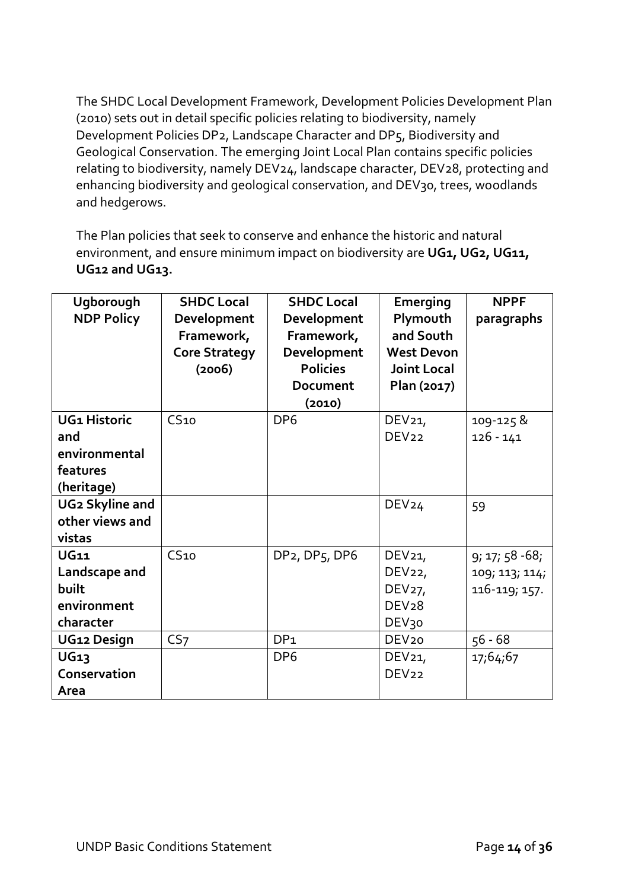The SHDC Local Development Framework, Development Policies Development Plan (2010) sets out in detail specific policies relating to biodiversity, namely Development Policies DP2, Landscape Character and DP5, Biodiversity and Geological Conservation. The emerging Joint Local Plan contains specific policies relating to biodiversity, namely DEV24, landscape character, DEV28, protecting and enhancing biodiversity and geological conservation, and DEV30, trees, woodlands and hedgerows.

The Plan policies that seek to conserve and enhance the historic and natural environment, and ensure minimum impact on biodiversity are **UG1, UG2, UG11, UG12 and UG13.**

| Ugborough NDP Policy | SHDC Local Development Framework, Core Strategy (2006) | SHDC Local Development Framework, Development Policies Document (2010) | Emerging Plymouth and South West Devon Joint Local Plan (2017) | NPPF paragraphs |
|---|---|---|---|---|
| **UG1 Historic and environmental features (heritage)** | CS10 | DP6 | DEV21, DEV22 | 109-125 & 126 - 141 |
| **UG2 Skyline and other views and vistas** | | | DEV24 | 59 |
| **UG11 Landscape and built environment character** | CS10 | DP2, DP5, DP6 | DEV21, DEV22, DEV27, DEV28 DEV30 | 9; 17; 58 -68; 109; 113; 114; 116-119; 157. |
| **UG12 Design** | CS7 | DP1 | DEV20 | 56 - 68 |
| **UG13 Conservation Area** | | DP6 | DEV21, DEV22 | 17;64;67 |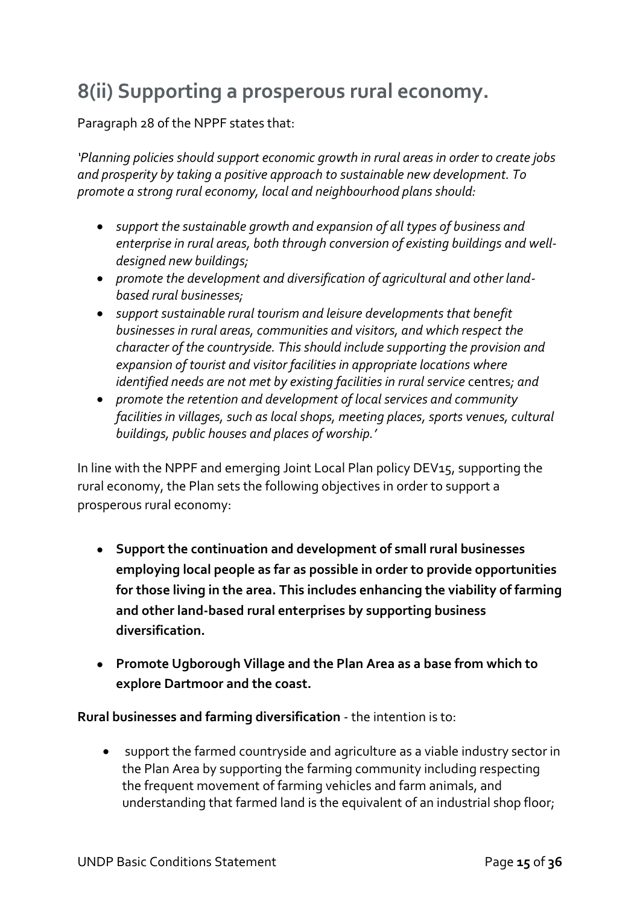## 8(ii) Supporting a prosperous rural economy.

Paragraph 28 of the NPPF states that:

*'Planning policies should support economic growth in rural areas in order to create jobs and prosperity by taking a positive approach to sustainable new development. To promote a strong rural economy, local and neighbourhood plans should:*

- *support the sustainable growth and expansion of all types of business and enterprise in rural areas, both through conversion of existing buildings and well-designed new buildings;*
- *promote the development and diversification of agricultural and other land-based rural businesses;*
- *support sustainable rural tourism and leisure developments that benefit businesses in rural areas, communities and visitors, and which respect the character of the countryside. This should include supporting the provision and expansion of tourist and visitor facilities in appropriate locations where identified needs are not met by existing facilities in rural service* centres*; and*
- *promote the retention and development of local services and community facilities in villages, such as local shops, meeting places, sports venues, cultural buildings, public houses and places of worship.'*

In line with the NPPF and emerging Joint Local Plan policy DEV15, supporting the rural economy, the Plan sets the following objectives in order to support a prosperous rural economy:

- **Support the continuation and development of small rural businesses employing local people as far as possible in order to provide opportunities for those living in the area. This includes enhancing the viability of farming and other land-based rural enterprises by supporting business diversification.**
- **Promote Ugborough Village and the Plan Area as a base from which to explore Dartmoor and the coast.**

**Rural businesses and farming diversification** - the intention is to:

- support the farmed countryside and agriculture as a viable industry sector in the Plan Area by supporting the farming community including respecting the frequent movement of farming vehicles and farm animals, and understanding that farmed land is the equivalent of an industrial shop floor;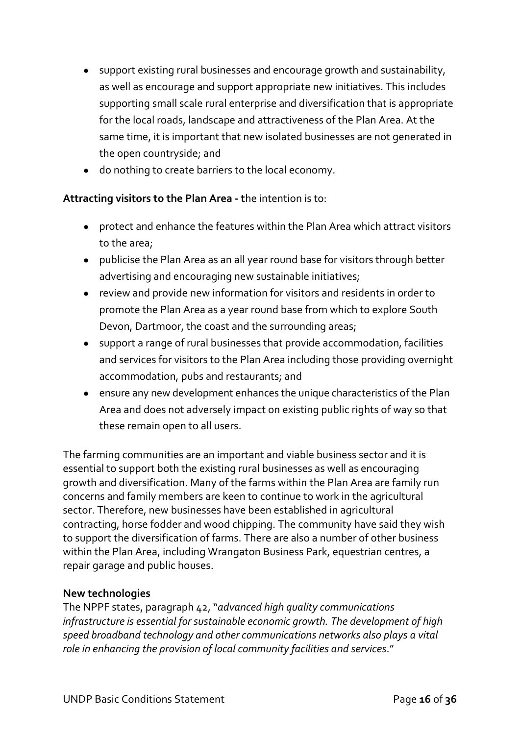- support existing rural businesses and encourage growth and sustainability, as well as encourage and support appropriate new initiatives. This includes supporting small scale rural enterprise and diversification that is appropriate for the local roads, landscape and attractiveness of the Plan Area. At the same time, it is important that new isolated businesses are not generated in the open countryside; and
- do nothing to create barriers to the local economy.

**Attracting visitors to the Plan Area - t**he intention is to:

- protect and enhance the features within the Plan Area which attract visitors to the area;
- publicise the Plan Area as an all year round base for visitors through better advertising and encouraging new sustainable initiatives;
- review and provide new information for visitors and residents in order to promote the Plan Area as a year round base from which to explore South Devon, Dartmoor, the coast and the surrounding areas;
- support a range of rural businesses that provide accommodation, facilities and services for visitors to the Plan Area including those providing overnight accommodation, pubs and restaurants; and
- ensure any new development enhances the unique characteristics of the Plan Area and does not adversely impact on existing public rights of way so that these remain open to all users.

The farming communities are an important and viable business sector and it is essential to support both the existing rural businesses as well as encouraging growth and diversification. Many of the farms within the Plan Area are family run concerns and family members are keen to continue to work in the agricultural sector. Therefore, new businesses have been established in agricultural contracting, horse fodder and wood chipping. The community have said they wish to support the diversification of farms. There are also a number of other business within the Plan Area, including Wrangaton Business Park, equestrian centres, a repair garage and public houses.

**New technologies**

The NPPF states, paragraph 42, "*advanced high quality communications infrastructure is essential for sustainable economic growth. The development of high speed broadband technology and other communications networks also plays a vital role in enhancing the provision of local community facilities and services*."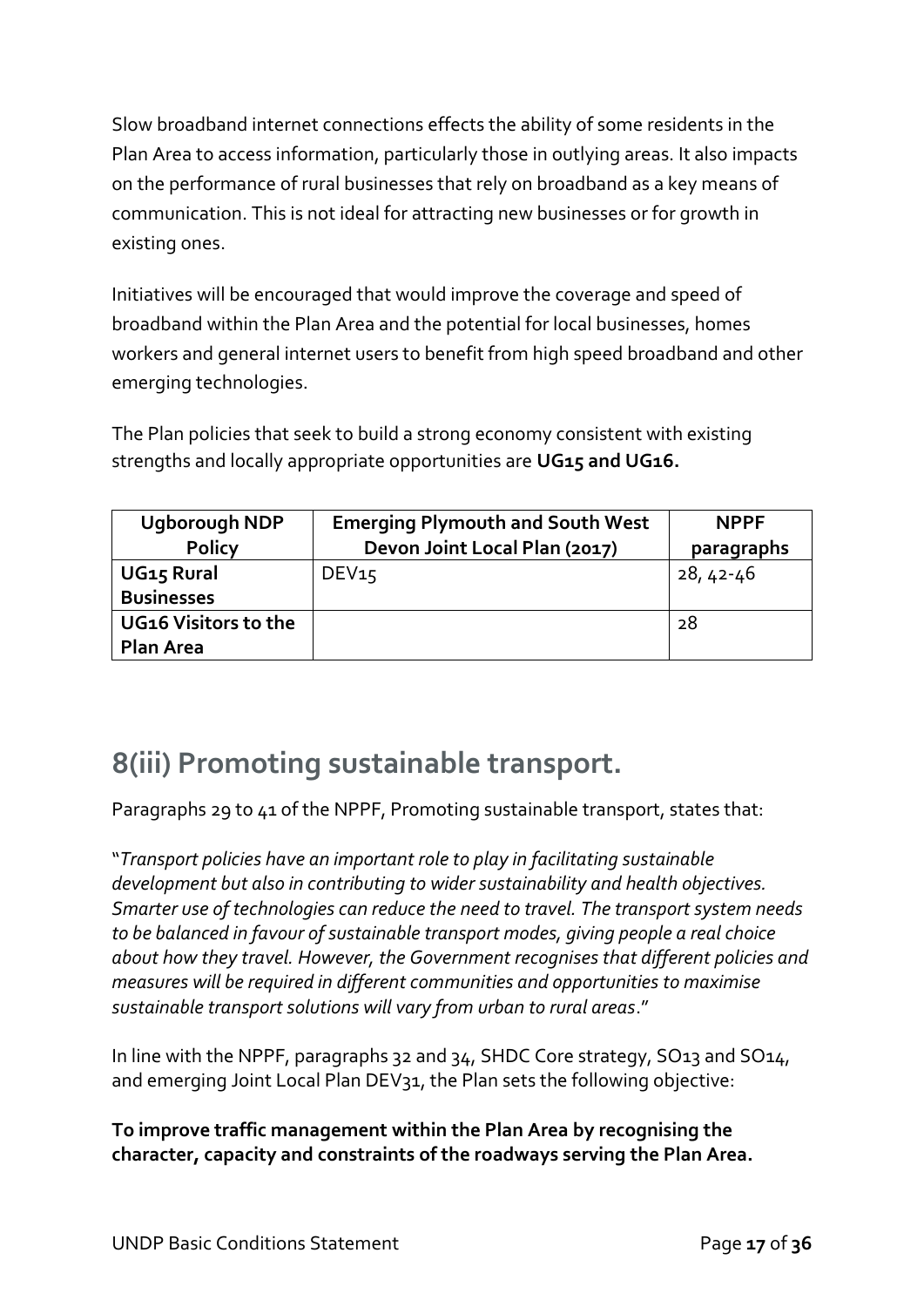Slow broadband internet connections effects the ability of some residents in the Plan Area to access information, particularly those in outlying areas. It also impacts on the performance of rural businesses that rely on broadband as a key means of communication. This is not ideal for attracting new businesses or for growth in existing ones.

Initiatives will be encouraged that would improve the coverage and speed of broadband within the Plan Area and the potential for local businesses, homes workers and general internet users to benefit from high speed broadband and other emerging technologies.

The Plan policies that seek to build a strong economy consistent with existing strengths and locally appropriate opportunities are **UG15 and UG16.**

| Ugborough NDP Policy | Emerging Plymouth and South West Devon Joint Local Plan (2017) | NPPF paragraphs |
|---|---|---|
| **UG15 Rural Businesses** | DEV15 | 28, 42-46 |
| **UG16 Visitors to the Plan Area** | | 28 |

## 8(iii) Promoting sustainable transport.

Paragraphs 29 to 41 of the NPPF, Promoting sustainable transport, states that:

"*Transport policies have an important role to play in facilitating sustainable development but also in contributing to wider sustainability and health objectives. Smarter use of technologies can reduce the need to travel. The transport system needs to be balanced in favour of sustainable transport modes, giving people a real choice about how they travel. However, the Government recognises that different policies and measures will be required in different communities and opportunities to maximise sustainable transport solutions will vary from urban to rural areas*."

In line with the NPPF, paragraphs 32 and 34, SHDC Core strategy, SO13 and SO14, and emerging Joint Local Plan DEV31, the Plan sets the following objective:

**To improve traffic management within the Plan Area by recognising the character, capacity and constraints of the roadways serving the Plan Area.**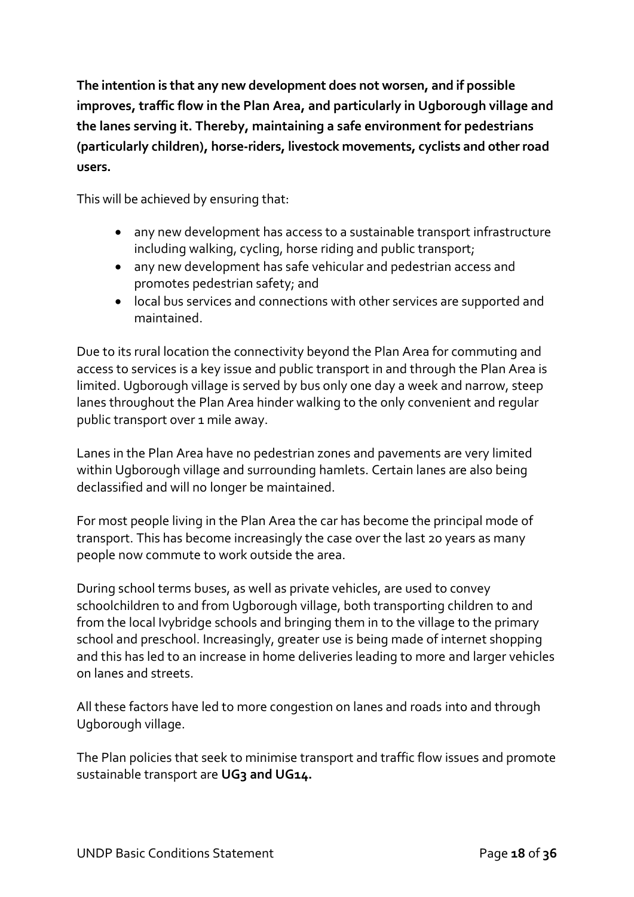**The intention is that any new development does not worsen, and if possible improves, traffic flow in the Plan Area, and particularly in Ugborough village and the lanes serving it. Thereby, maintaining a safe environment for pedestrians (particularly children), horse-riders, livestock movements, cyclists and other road users.**

This will be achieved by ensuring that:

- any new development has access to a sustainable transport infrastructure including walking, cycling, horse riding and public transport;
- any new development has safe vehicular and pedestrian access and promotes pedestrian safety; and
- local bus services and connections with other services are supported and maintained.

Due to its rural location the connectivity beyond the Plan Area for commuting and access to services is a key issue and public transport in and through the Plan Area is limited. Ugborough village is served by bus only one day a week and narrow, steep lanes throughout the Plan Area hinder walking to the only convenient and regular public transport over 1 mile away.

Lanes in the Plan Area have no pedestrian zones and pavements are very limited within Ugborough village and surrounding hamlets. Certain lanes are also being declassified and will no longer be maintained.

For most people living in the Plan Area the car has become the principal mode of transport. This has become increasingly the case over the last 20 years as many people now commute to work outside the area.

During school terms buses, as well as private vehicles, are used to convey schoolchildren to and from Ugborough village, both transporting children to and from the local Ivybridge schools and bringing them in to the village to the primary school and preschool. Increasingly, greater use is being made of internet shopping and this has led to an increase in home deliveries leading to more and larger vehicles on lanes and streets.

All these factors have led to more congestion on lanes and roads into and through Ugborough village.

The Plan policies that seek to minimise transport and traffic flow issues and promote sustainable transport are **UG3 and UG14.**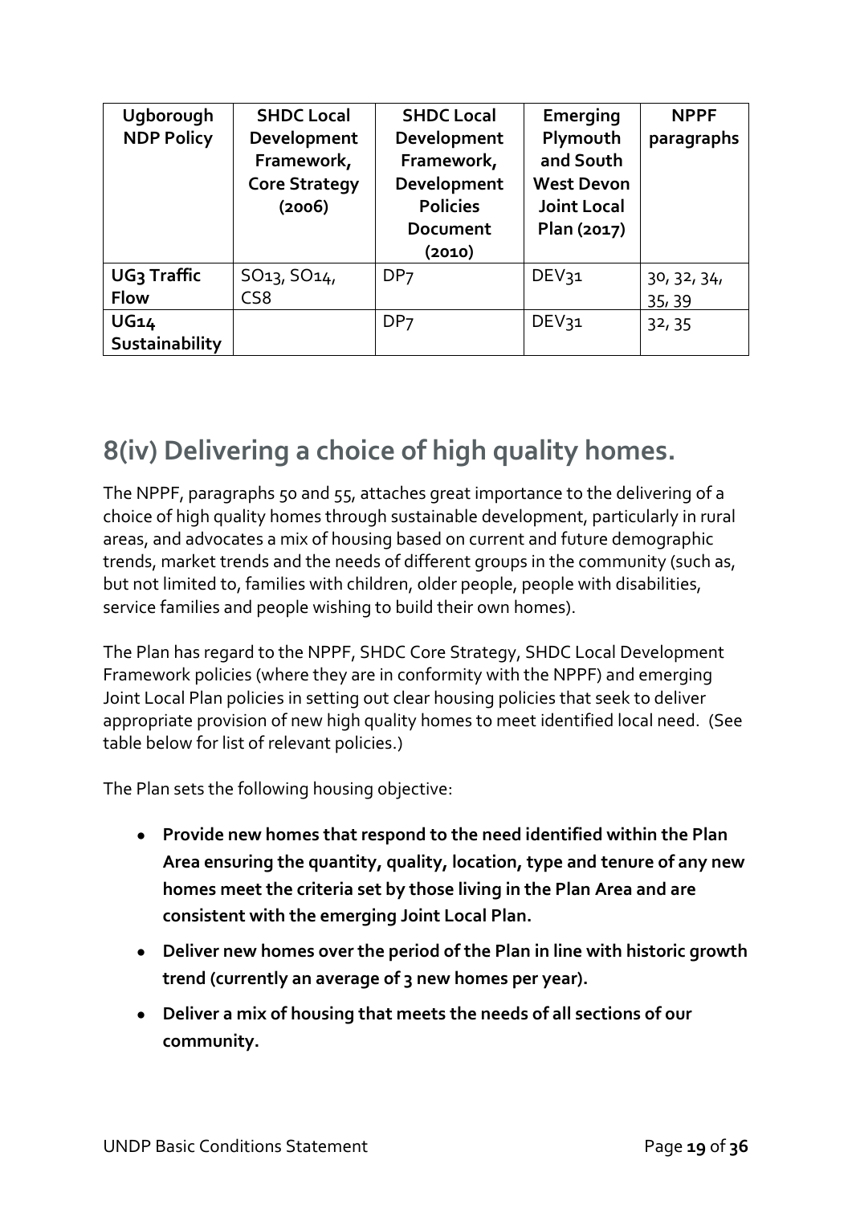| Ugborough NDP Policy | SHDC Local Development Framework, Core Strategy (2006) | SHDC Local Development Framework, Development Policies Document (2010) | Emerging Plymouth and South West Devon Joint Local Plan (2017) | NPPF paragraphs |
|---|---|---|---|---|
| **UG3 Traffic Flow** | SO13, SO14, CS8 | DP7 | DEV31 | 30, 32, 34, 35, 39 |
| **UG14 Sustainability** | | DP7 | DEV31 | 32, 35 |

## 8(iv) Delivering a choice of high quality homes.

The NPPF, paragraphs 50 and 55, attaches great importance to the delivering of a choice of high quality homes through sustainable development, particularly in rural areas, and advocates a mix of housing based on current and future demographic trends, market trends and the needs of different groups in the community (such as, but not limited to, families with children, older people, people with disabilities, service families and people wishing to build their own homes).

The Plan has regard to the NPPF, SHDC Core Strategy, SHDC Local Development Framework policies (where they are in conformity with the NPPF) and emerging Joint Local Plan policies in setting out clear housing policies that seek to deliver appropriate provision of new high quality homes to meet identified local need. (See table below for list of relevant policies.)

The Plan sets the following housing objective:

- **Provide new homes that respond to the need identified within the Plan Area ensuring the quantity, quality, location, type and tenure of any new homes meet the criteria set by those living in the Plan Area and are consistent with the emerging Joint Local Plan.**
- **Deliver new homes over the period of the Plan in line with historic growth trend (currently an average of 3 new homes per year).**
- **Deliver a mix of housing that meets the needs of all sections of our community.**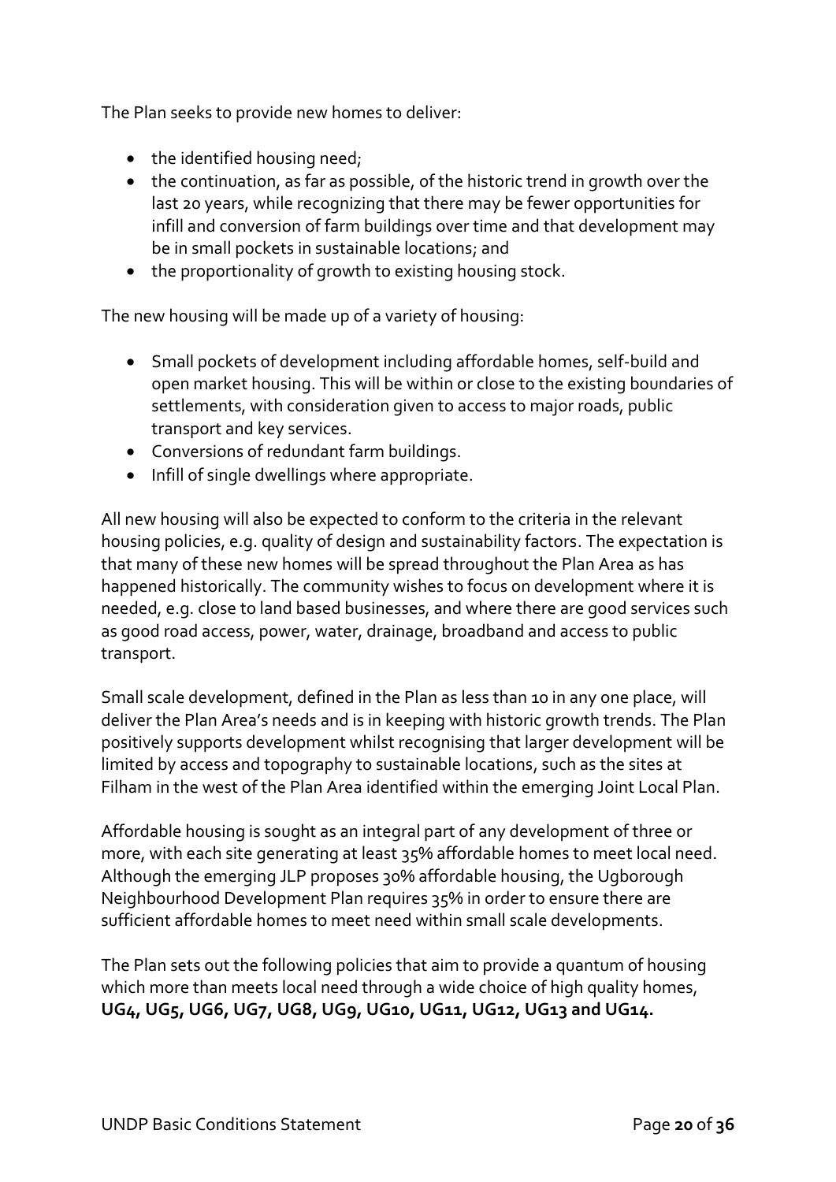The Plan seeks to provide new homes to deliver:

- the identified housing need;
- the continuation, as far as possible, of the historic trend in growth over the last 20 years, while recognizing that there may be fewer opportunities for infill and conversion of farm buildings over time and that development may be in small pockets in sustainable locations; and
- the proportionality of growth to existing housing stock.

The new housing will be made up of a variety of housing:

- Small pockets of development including affordable homes, self-build and open market housing. This will be within or close to the existing boundaries of settlements, with consideration given to access to major roads, public transport and key services.
- Conversions of redundant farm buildings.
- Infill of single dwellings where appropriate.

All new housing will also be expected to conform to the criteria in the relevant housing policies, e.g. quality of design and sustainability factors. The expectation is that many of these new homes will be spread throughout the Plan Area as has happened historically. The community wishes to focus on development where it is needed, e.g. close to land based businesses, and where there are good services such as good road access, power, water, drainage, broadband and access to public transport.

Small scale development, defined in the Plan as less than 10 in any one place, will deliver the Plan Area's needs and is in keeping with historic growth trends. The Plan positively supports development whilst recognising that larger development will be limited by access and topography to sustainable locations, such as the sites at Filham in the west of the Plan Area identified within the emerging Joint Local Plan.

Affordable housing is sought as an integral part of any development of three or more, with each site generating at least 35% affordable homes to meet local need. Although the emerging JLP proposes 30% affordable housing, the Ugborough Neighbourhood Development Plan requires 35% in order to ensure there are sufficient affordable homes to meet need within small scale developments.

The Plan sets out the following policies that aim to provide a quantum of housing which more than meets local need through a wide choice of high quality homes, **UG4, UG5, UG6, UG7, UG8, UG9, UG10, UG11, UG12, UG13 and UG14.**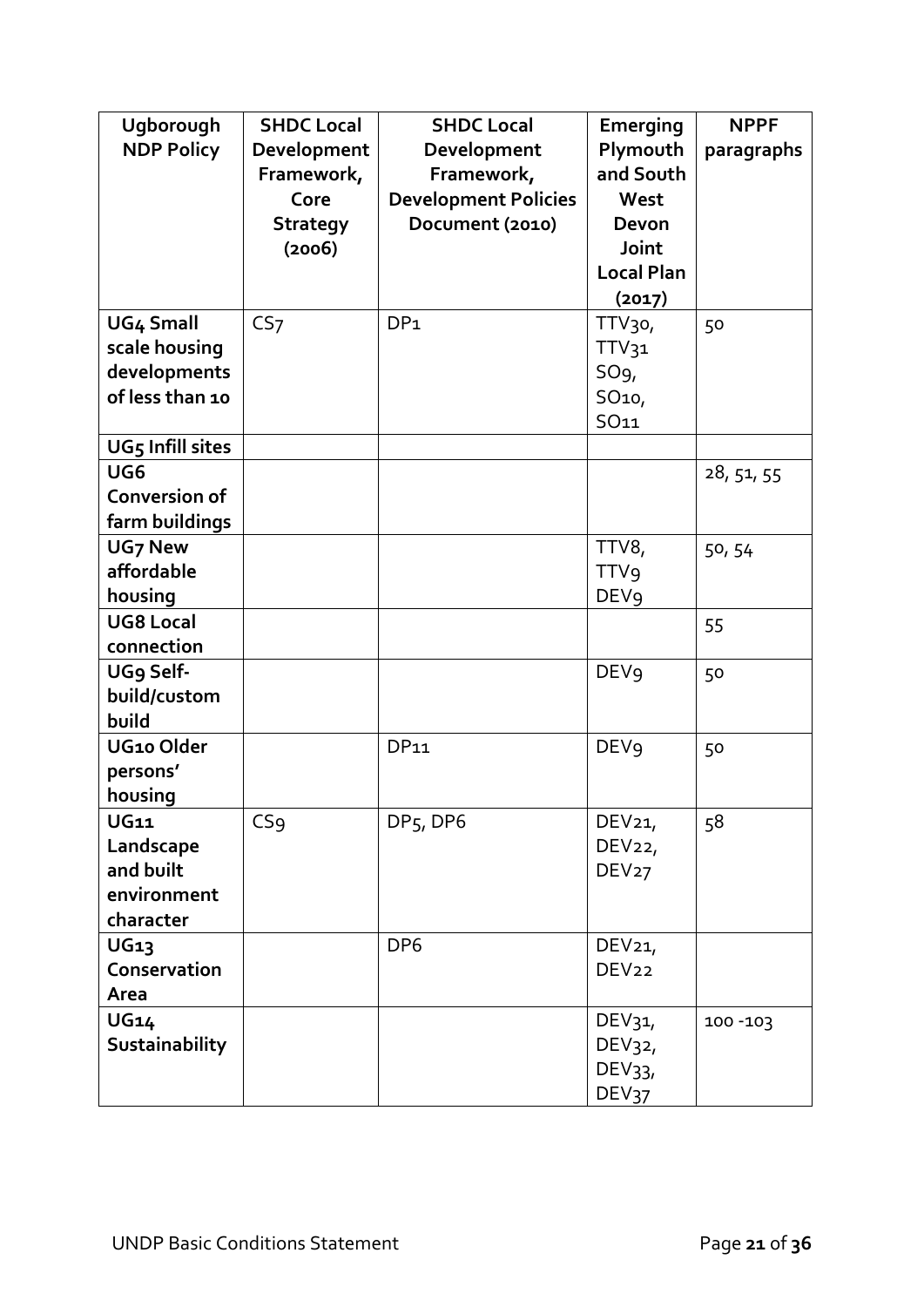| Ugborough NDP Policy | SHDC Local Development Framework, Core Strategy (2006) | SHDC Local Development Framework, Development Policies Document (2010) | Emerging Plymouth and South West Devon Joint Local Plan (2017) | NPPF paragraphs |
|---|---|---|---|---|
| **UG4 Small scale housing developments of less than 10** | CS7 | DP1 | TTV30, TTV31 SO9, SO10, SO11 | 50 |
| **UG5 Infill sites** | | | | |
| **UG6 Conversion of farm buildings** | | | | 28, 51, 55 |
| **UG7 New affordable housing** | | | TTV8, TTV9 DEV9 | 50, 54 |
| **UG8 Local connection** | | | | 55 |
| **UG9 Self-build/custom build** | | | DEV9 | 50 |
| **UG10 Older persons' housing** | | DP11 | DEV9 | 50 |
| **UG11 Landscape and built environment character** | CS9 | DP5, DP6 | DEV21, DEV22, DEV27 | 58 |
| **UG13 Conservation Area** | | DP6 | DEV21, DEV22 | |
| **UG14 Sustainability** | | | DEV31, DEV32, DEV33, DEV37 | 100 -103 |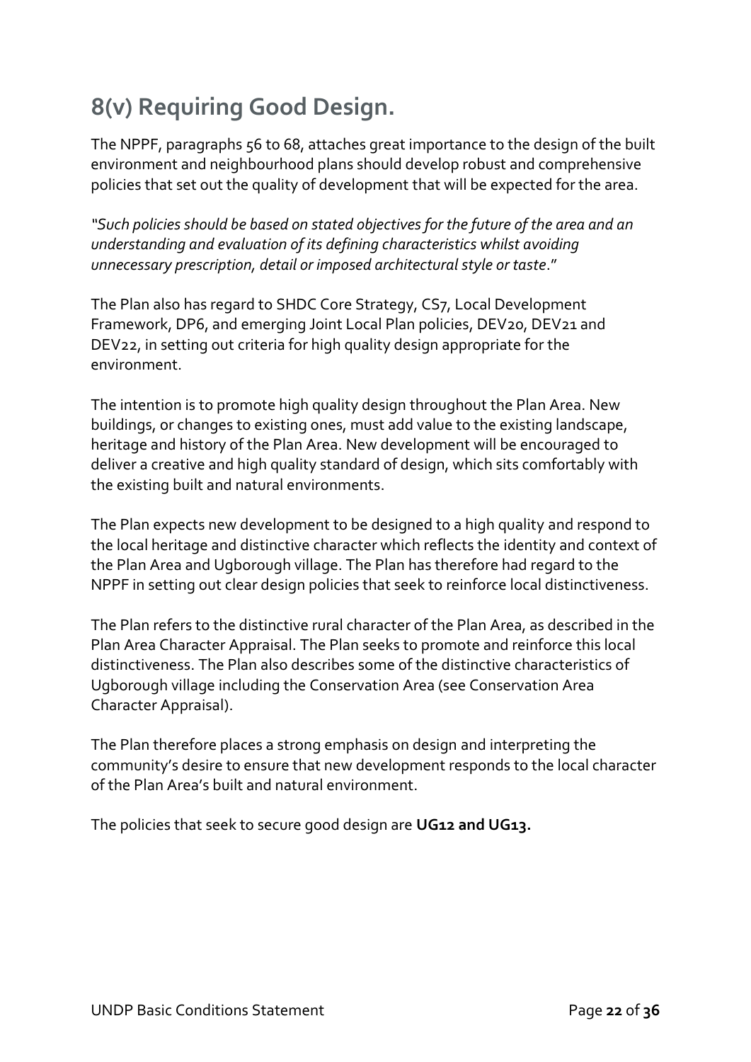## 8(v) Requiring Good Design.

The NPPF, paragraphs 56 to 68, attaches great importance to the design of the built environment and neighbourhood plans should develop robust and comprehensive policies that set out the quality of development that will be expected for the area.

*"Such policies should be based on stated objectives for the future of the area and an understanding and evaluation of its defining characteristics whilst avoiding unnecessary prescription, detail or imposed architectural style or taste*."

The Plan also has regard to SHDC Core Strategy, CS7, Local Development Framework, DP6, and emerging Joint Local Plan policies, DEV20, DEV21 and DEV22, in setting out criteria for high quality design appropriate for the environment.

The intention is to promote high quality design throughout the Plan Area. New buildings, or changes to existing ones, must add value to the existing landscape, heritage and history of the Plan Area. New development will be encouraged to deliver a creative and high quality standard of design, which sits comfortably with the existing built and natural environments.

The Plan expects new development to be designed to a high quality and respond to the local heritage and distinctive character which reflects the identity and context of the Plan Area and Ugborough village. The Plan has therefore had regard to the NPPF in setting out clear design policies that seek to reinforce local distinctiveness.

The Plan refers to the distinctive rural character of the Plan Area, as described in the Plan Area Character Appraisal. The Plan seeks to promote and reinforce this local distinctiveness. The Plan also describes some of the distinctive characteristics of Ugborough village including the Conservation Area (see Conservation Area Character Appraisal).

The Plan therefore places a strong emphasis on design and interpreting the community's desire to ensure that new development responds to the local character of the Plan Area's built and natural environment.

The policies that seek to secure good design are **UG12 and UG13.**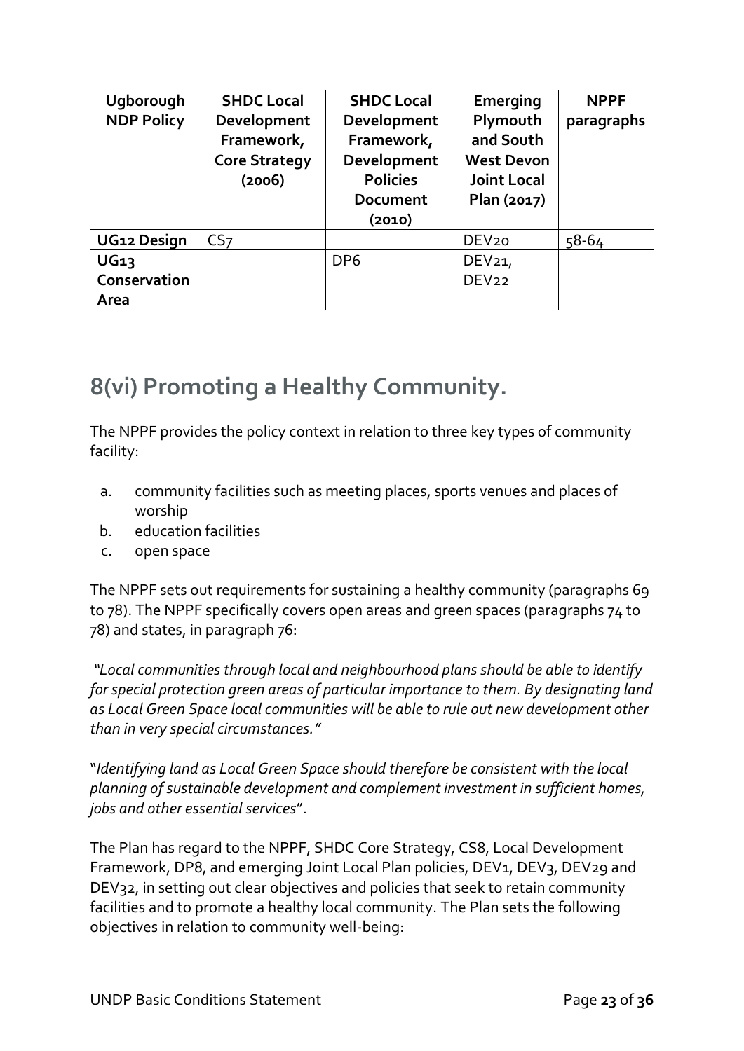| Ugborough NDP Policy | SHDC Local Development Framework, Core Strategy (2006) | SHDC Local Development Framework, Development Policies Document (2010) | Emerging Plymouth and South West Devon Joint Local Plan (2017) | NPPF paragraphs |
|---|---|---|---|---|
| **UG12 Design** | CS7 | | DEV20 | 58-64 |
| **UG13 Conservation Area** | | DP6 | DEV21, DEV22 | |

## 8(vi) Promoting a Healthy Community.

The NPPF provides the policy context in relation to three key types of community facility:

a. community facilities such as meeting places, sports venues and places of worship
b. education facilities
c. open space

The NPPF sets out requirements for sustaining a healthy community (paragraphs 69 to 78). The NPPF specifically covers open areas and green spaces (paragraphs 74 to 78) and states, in paragraph 76:

*"Local communities through local and neighbourhood plans should be able to identify for special protection green areas of particular importance to them. By designating land as Local Green Space local communities will be able to rule out new development other than in very special circumstances."*

"*Identifying land as Local Green Space should therefore be consistent with the local planning of sustainable development and complement investment in sufficient homes, jobs and other essential services*".

The Plan has regard to the NPPF, SHDC Core Strategy, CS8, Local Development Framework, DP8, and emerging Joint Local Plan policies, DEV1, DEV3, DEV29 and DEV32, in setting out clear objectives and policies that seek to retain community facilities and to promote a healthy local community. The Plan sets the following objectives in relation to community well-being: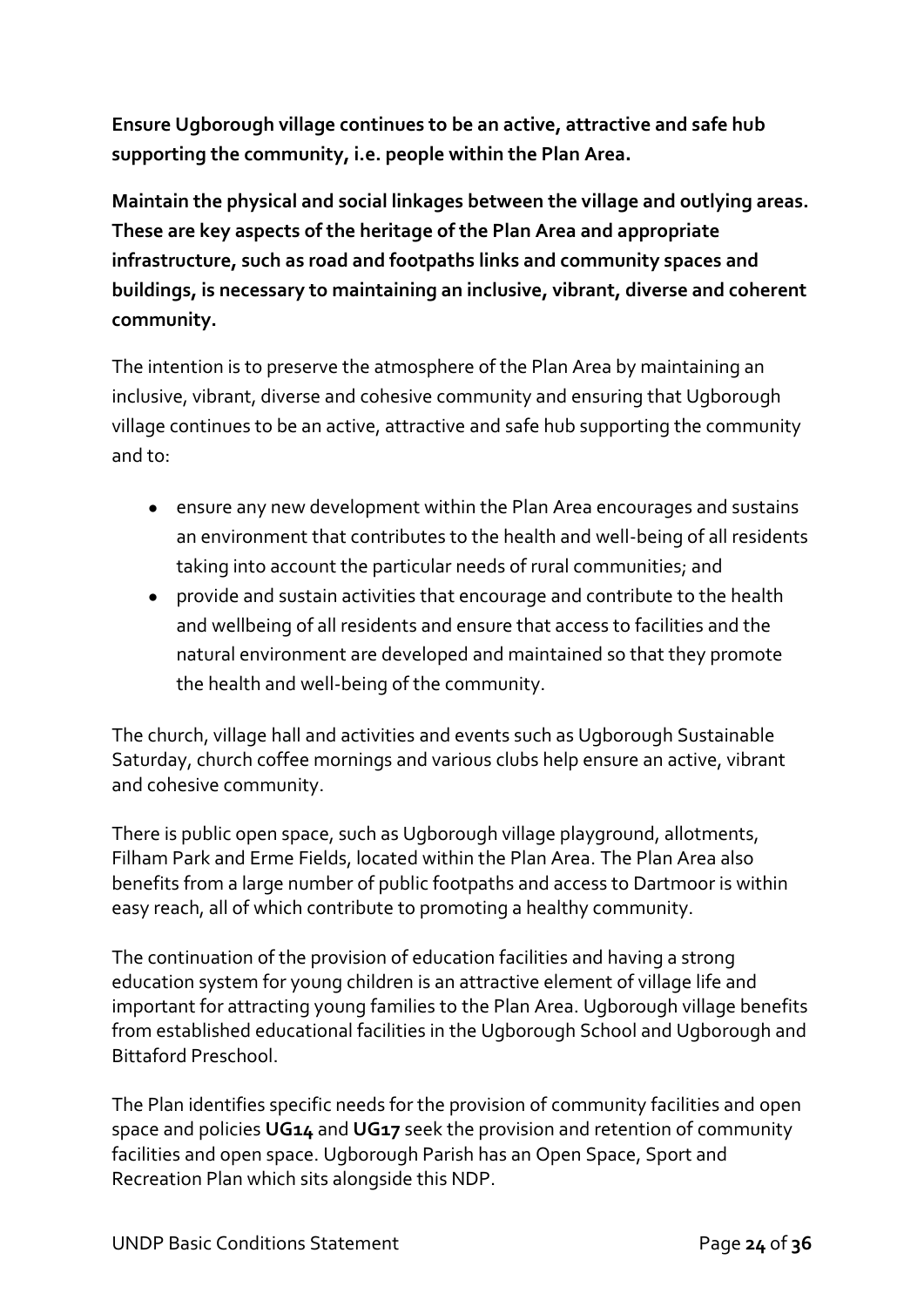**Ensure Ugborough village continues to be an active, attractive and safe hub supporting the community, i.e. people within the Plan Area.**

**Maintain the physical and social linkages between the village and outlying areas. These are key aspects of the heritage of the Plan Area and appropriate infrastructure, such as road and footpaths links and community spaces and buildings, is necessary to maintaining an inclusive, vibrant, diverse and coherent community.**

The intention is to preserve the atmosphere of the Plan Area by maintaining an inclusive, vibrant, diverse and cohesive community and ensuring that Ugborough village continues to be an active, attractive and safe hub supporting the community and to:

- ensure any new development within the Plan Area encourages and sustains an environment that contributes to the health and well-being of all residents taking into account the particular needs of rural communities; and
- provide and sustain activities that encourage and contribute to the health and wellbeing of all residents and ensure that access to facilities and the natural environment are developed and maintained so that they promote the health and well-being of the community.

The church, village hall and activities and events such as Ugborough Sustainable Saturday, church coffee mornings and various clubs help ensure an active, vibrant and cohesive community.

There is public open space, such as Ugborough village playground, allotments, Filham Park and Erme Fields, located within the Plan Area. The Plan Area also benefits from a large number of public footpaths and access to Dartmoor is within easy reach, all of which contribute to promoting a healthy community.

The continuation of the provision of education facilities and having a strong education system for young children is an attractive element of village life and important for attracting young families to the Plan Area. Ugborough village benefits from established educational facilities in the Ugborough School and Ugborough and Bittaford Preschool.

The Plan identifies specific needs for the provision of community facilities and open space and policies **UG14** and **UG17** seek the provision and retention of community facilities and open space. Ugborough Parish has an Open Space, Sport and Recreation Plan which sits alongside this NDP.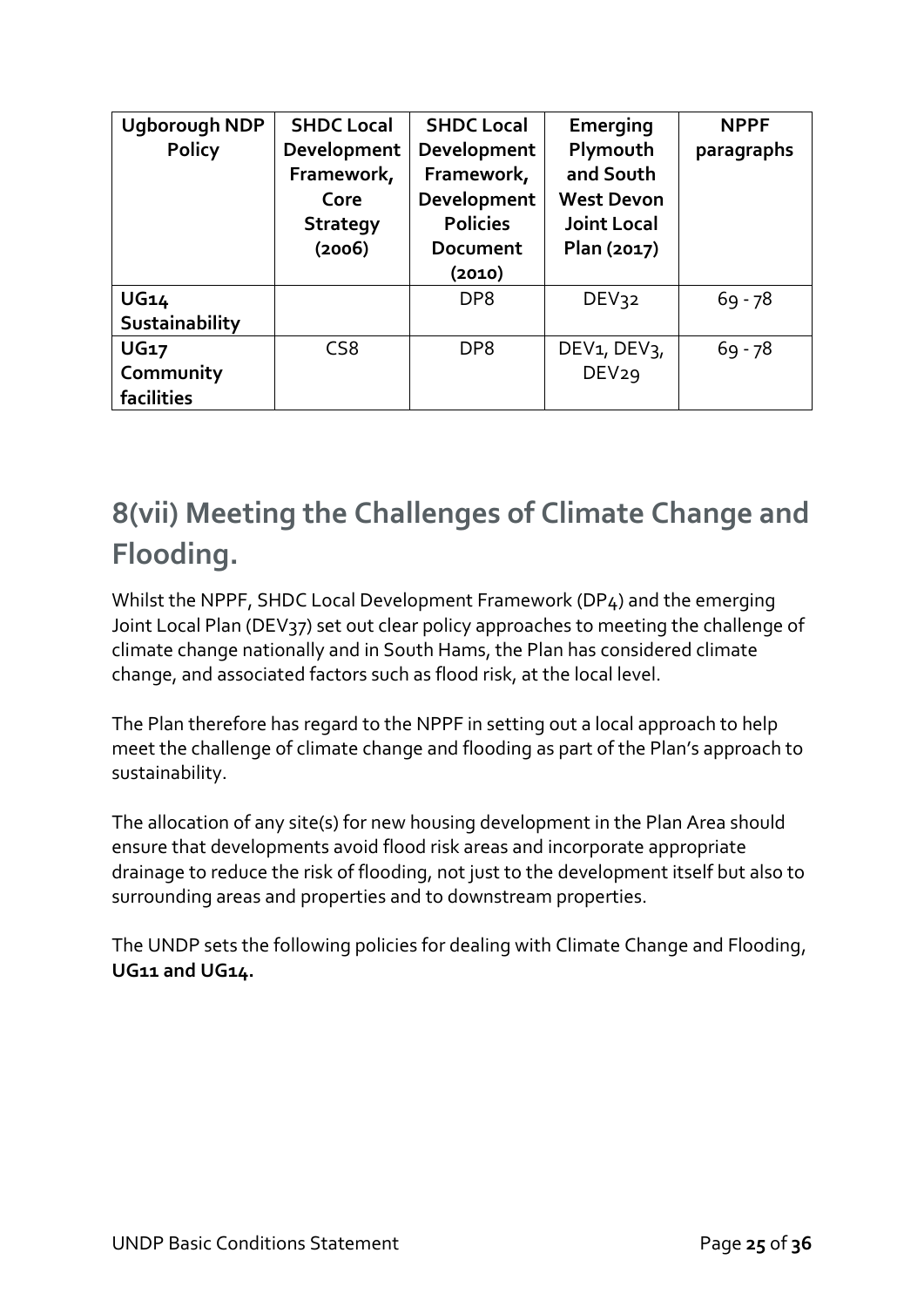| Ugborough NDP Policy | SHDC Local Development Framework, Core Strategy (2006) | SHDC Local Development Framework, Development Policies Document (2010) | Emerging Plymouth and South West Devon Joint Local Plan (2017) | NPPF paragraphs |
|---|---|---|---|---|
| **UG14 Sustainability** | | DP8 | DEV32 | 69 - 78 |
| **UG17 Community facilities** | CS8 | DP8 | DEV1, DEV3, DEV29 | 69 - 78 |

## 8(vii) Meeting the Challenges of Climate Change and Flooding.

Whilst the NPPF, SHDC Local Development Framework (DP4) and the emerging Joint Local Plan (DEV37) set out clear policy approaches to meeting the challenge of climate change nationally and in South Hams, the Plan has considered climate change, and associated factors such as flood risk, at the local level.

The Plan therefore has regard to the NPPF in setting out a local approach to help meet the challenge of climate change and flooding as part of the Plan's approach to sustainability.

The allocation of any site(s) for new housing development in the Plan Area should ensure that developments avoid flood risk areas and incorporate appropriate drainage to reduce the risk of flooding, not just to the development itself but also to surrounding areas and properties and to downstream properties.

The UNDP sets the following policies for dealing with Climate Change and Flooding, **UG11 and UG14.**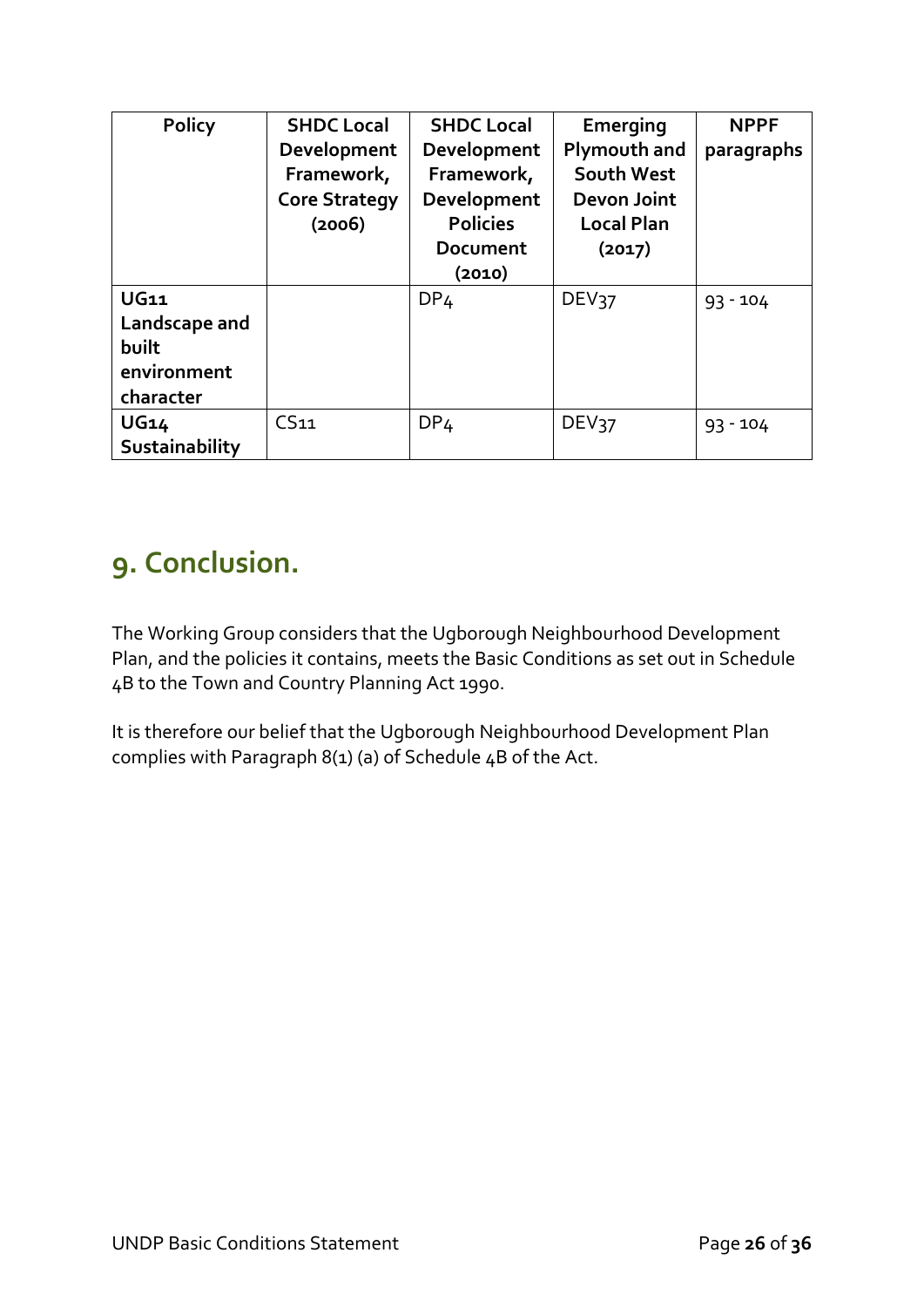| Policy | SHDC Local Development Framework, Core Strategy (2006) | SHDC Local Development Framework, Development Policies Document (2010) | Emerging Plymouth and South West Devon Joint Local Plan (2017) | NPPF paragraphs |
|---|---|---|---|---|
| **UG11 Landscape and built environment character** | | DP4 | DEV37 | 93 - 104 |
| **UG14 Sustainability** | CS11 | DP4 | DEV37 | 93 - 104 |

## 9. Conclusion.

The Working Group considers that the Ugborough Neighbourhood Development Plan, and the policies it contains, meets the Basic Conditions as set out in Schedule 4B to the Town and Country Planning Act 1990.

It is therefore our belief that the Ugborough Neighbourhood Development Plan complies with Paragraph 8(1) (a) of Schedule 4B of the Act.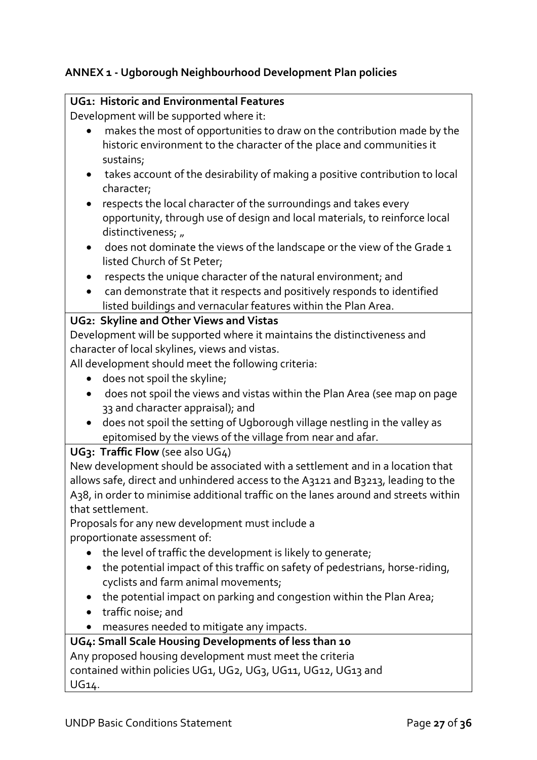## ANNEX 1 - Ugborough Neighbourhood Development Plan policies

**UG1: Historic and Environmental Features**

Development will be supported where it:

- makes the most of opportunities to draw on the contribution made by the historic environment to the character of the place and communities it sustains;
- takes account of the desirability of making a positive contribution to local character;
- respects the local character of the surroundings and takes every opportunity, through use of design and local materials, to reinforce local distinctiveness; „
- does not dominate the views of the landscape or the view of the Grade 1 listed Church of St Peter;
- respects the unique character of the natural environment; and
- can demonstrate that it respects and positively responds to identified listed buildings and vernacular features within the Plan Area.

**UG2: Skyline and Other Views and Vistas**

Development will be supported where it maintains the distinctiveness and character of local skylines, views and vistas.

All development should meet the following criteria:

- does not spoil the skyline;
- does not spoil the views and vistas within the Plan Area (see map on page 33 and character appraisal); and
- does not spoil the setting of Ugborough village nestling in the valley as epitomised by the views of the village from near and afar.

**UG3: Traffic Flow** (see also UG4)

New development should be associated with a settlement and in a location that allows safe, direct and unhindered access to the A3121 and B3213, leading to the A38, in order to minimise additional traffic on the lanes around and streets within that settlement.

Proposals for any new development must include a proportionate assessment of:

- the level of traffic the development is likely to generate;
- the potential impact of this traffic on safety of pedestrians, horse-riding, cyclists and farm animal movements;
- the potential impact on parking and congestion within the Plan Area;
- traffic noise; and
- measures needed to mitigate any impacts.

**UG4: Small Scale Housing Developments of less than 10**

Any proposed housing development must meet the criteria contained within policies UG1, UG2, UG3, UG11, UG12, UG13 and UG14.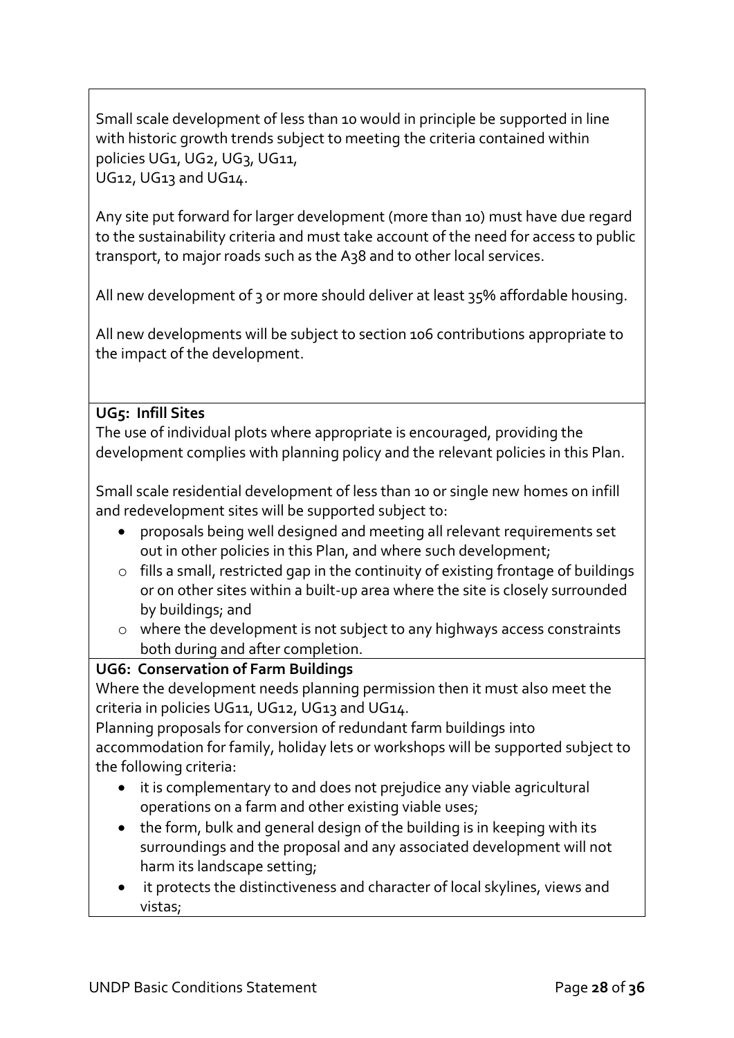Small scale development of less than 10 would in principle be supported in line with historic growth trends subject to meeting the criteria contained within policies UG1, UG2, UG3, UG11, UG12, UG13 and UG14.

Any site put forward for larger development (more than 10) must have due regard to the sustainability criteria and must take account of the need for access to public transport, to major roads such as the A38 and to other local services.

All new development of 3 or more should deliver at least 35% affordable housing.

All new developments will be subject to section 106 contributions appropriate to the impact of the development.

**UG5: Infill Sites**

The use of individual plots where appropriate is encouraged, providing the development complies with planning policy and the relevant policies in this Plan.

Small scale residential development of less than 10 or single new homes on infill and redevelopment sites will be supported subject to:

- proposals being well designed and meeting all relevant requirements set out in other policies in this Plan, and where such development;
    - fills a small, restricted gap in the continuity of existing frontage of buildings or on other sites within a built-up area where the site is closely surrounded by buildings; and
    - where the development is not subject to any highways access constraints both during and after completion.

**UG6: Conservation of Farm Buildings**

Where the development needs planning permission then it must also meet the criteria in policies UG11, UG12, UG13 and UG14.

Planning proposals for conversion of redundant farm buildings into accommodation for family, holiday lets or workshops will be supported subject to the following criteria:

- it is complementary to and does not prejudice any viable agricultural operations on a farm and other existing viable uses;
- the form, bulk and general design of the building is in keeping with its surroundings and the proposal and any associated development will not harm its landscape setting;
- it protects the distinctiveness and character of local skylines, views and vistas;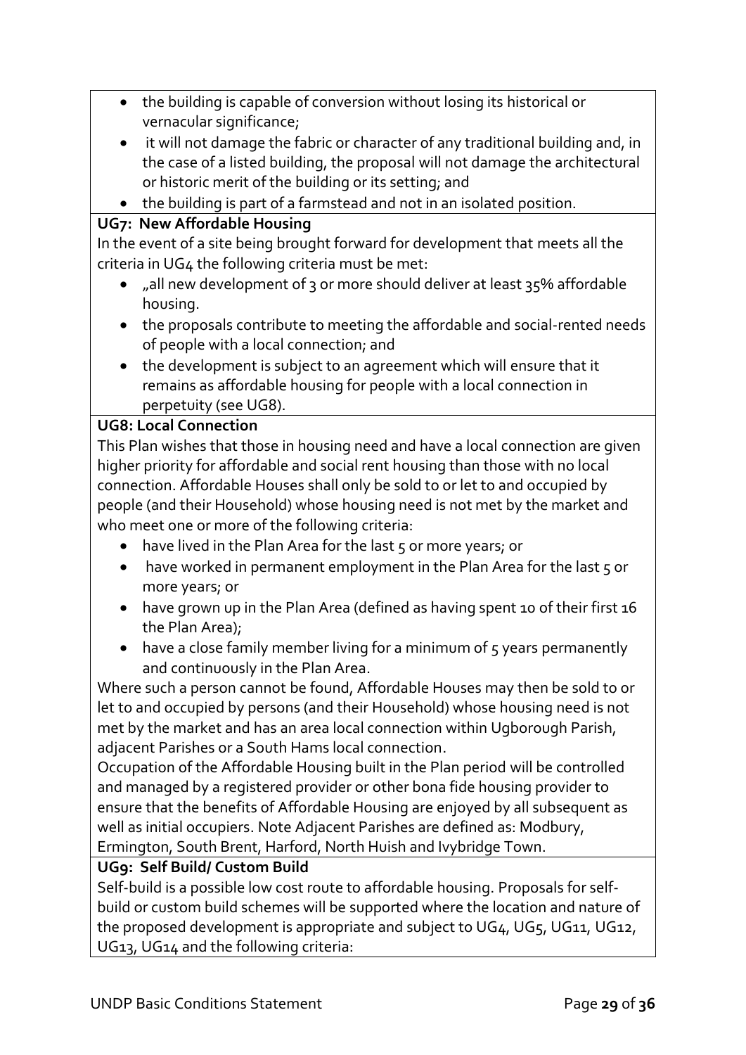- the building is capable of conversion without losing its historical or vernacular significance;
- it will not damage the fabric or character of any traditional building and, in the case of a listed building, the proposal will not damage the architectural or historic merit of the building or its setting; and
- the building is part of a farmstead and not in an isolated position.

**UG7: New Affordable Housing**

In the event of a site being brought forward for development that meets all the criteria in UG4 the following criteria must be met:

- „all new development of 3 or more should deliver at least 35% affordable housing.
- the proposals contribute to meeting the affordable and social-rented needs of people with a local connection; and
- the development is subject to an agreement which will ensure that it remains as affordable housing for people with a local connection in perpetuity (see UG8).

**UG8: Local Connection**

This Plan wishes that those in housing need and have a local connection are given higher priority for affordable and social rent housing than those with no local connection. Affordable Houses shall only be sold to or let to and occupied by people (and their Household) whose housing need is not met by the market and who meet one or more of the following criteria:

- have lived in the Plan Area for the last 5 or more years; or
- have worked in permanent employment in the Plan Area for the last 5 or more years; or
- have grown up in the Plan Area (defined as having spent 10 of their first 16 the Plan Area);
- have a close family member living for a minimum of 5 years permanently and continuously in the Plan Area.

Where such a person cannot be found, Affordable Houses may then be sold to or let to and occupied by persons (and their Household) whose housing need is not met by the market and has an area local connection within Ugborough Parish, adjacent Parishes or a South Hams local connection.

Occupation of the Affordable Housing built in the Plan period will be controlled and managed by a registered provider or other bona fide housing provider to ensure that the benefits of Affordable Housing are enjoyed by all subsequent as well as initial occupiers. Note Adjacent Parishes are defined as: Modbury, Ermington, South Brent, Harford, North Huish and Ivybridge Town.

**UG9: Self Build/ Custom Build**

Self-build is a possible low cost route to affordable housing. Proposals for self-build or custom build schemes will be supported where the location and nature of the proposed development is appropriate and subject to UG4, UG5, UG11, UG12, UG13, UG14 and the following criteria: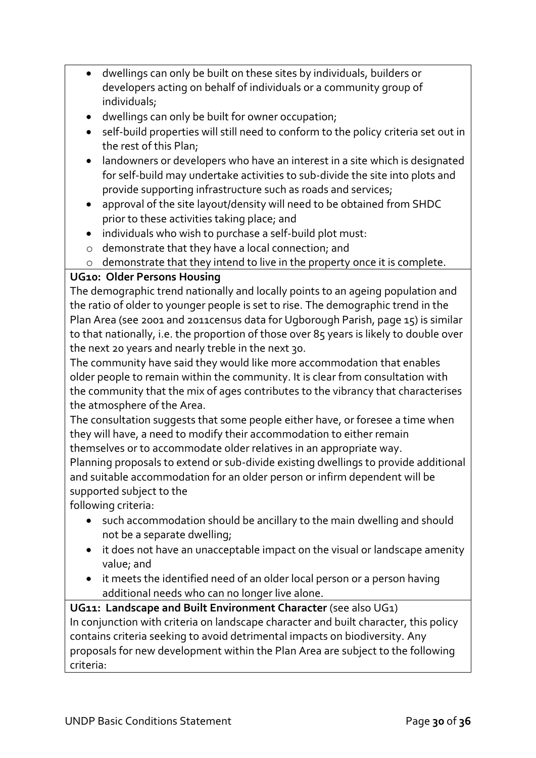- dwellings can only be built on these sites by individuals, builders or developers acting on behalf of individuals or a community group of individuals;
- dwellings can only be built for owner occupation;
- self-build properties will still need to conform to the policy criteria set out in the rest of this Plan;
- landowners or developers who have an interest in a site which is designated for self-build may undertake activities to sub-divide the site into plots and provide supporting infrastructure such as roads and services;
- approval of the site layout/density will need to be obtained from SHDC prior to these activities taking place; and
- individuals who wish to purchase a self-build plot must:
  - demonstrate that they have a local connection; and
  - demonstrate that they intend to live in the property once it is complete.

**UG10: Older Persons Housing**

The demographic trend nationally and locally points to an ageing population and the ratio of older to younger people is set to rise. The demographic trend in the Plan Area (see 2001 and 2011census data for Ugborough Parish, page 15) is similar to that nationally, i.e. the proportion of those over 85 years is likely to double over the next 20 years and nearly treble in the next 30.

The community have said they would like more accommodation that enables older people to remain within the community. It is clear from consultation with the community that the mix of ages contributes to the vibrancy that characterises the atmosphere of the Area.

The consultation suggests that some people either have, or foresee a time when they will have, a need to modify their accommodation to either remain themselves or to accommodate older relatives in an appropriate way.

Planning proposals to extend or sub-divide existing dwellings to provide additional and suitable accommodation for an older person or infirm dependent will be supported subject to the following criteria:

- such accommodation should be ancillary to the main dwelling and should not be a separate dwelling;
- it does not have an unacceptable impact on the visual or landscape amenity value; and
- it meets the identified need of an older local person or a person having additional needs who can no longer live alone.

**UG11: Landscape and Built Environment Character** (see also UG1)

In conjunction with criteria on landscape character and built character, this policy contains criteria seeking to avoid detrimental impacts on biodiversity. Any proposals for new development within the Plan Area are subject to the following criteria: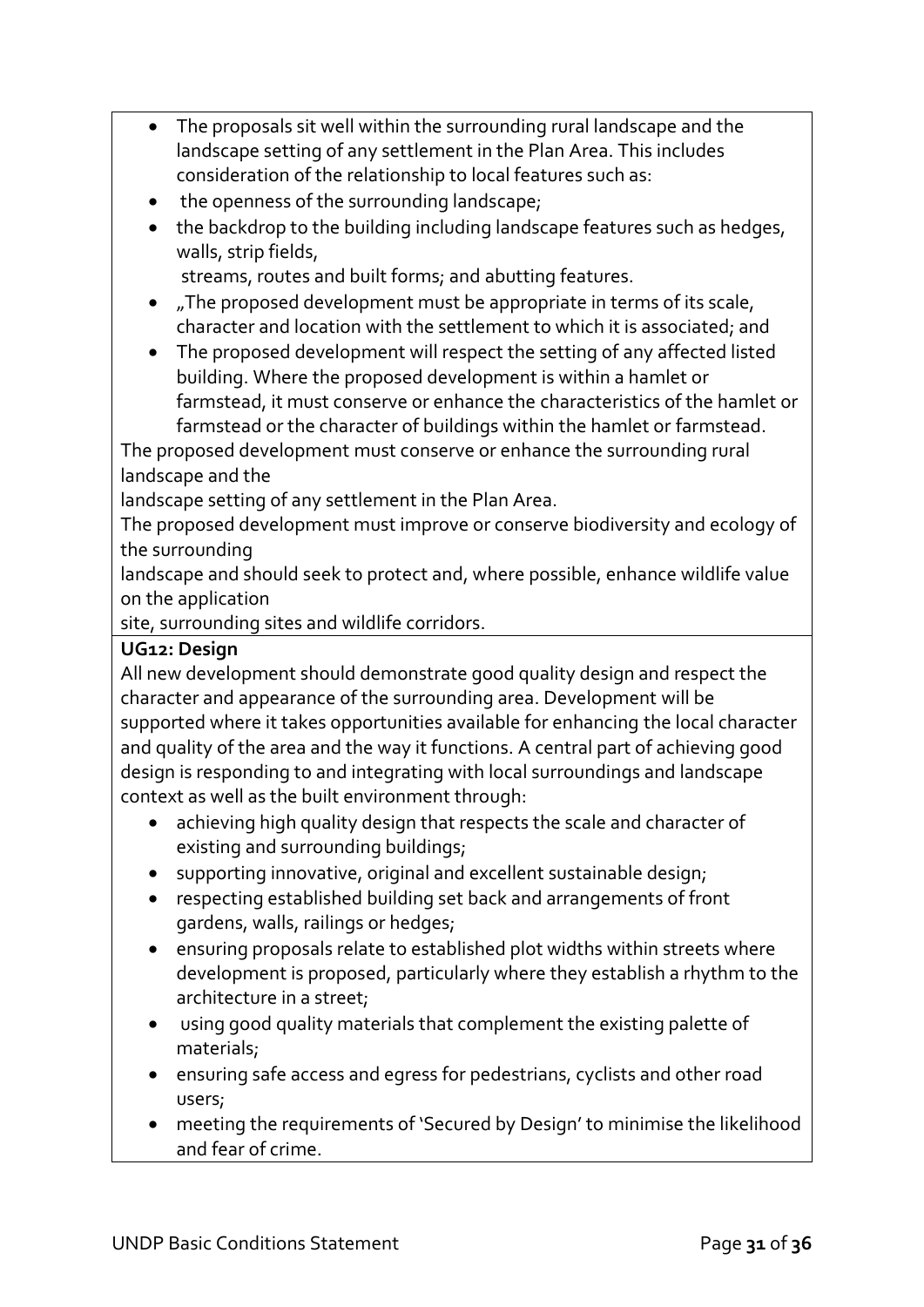- The proposals sit well within the surrounding rural landscape and the landscape setting of any settlement in the Plan Area. This includes consideration of the relationship to local features such as:
- the openness of the surrounding landscape;
- the backdrop to the building including landscape features such as hedges, walls, strip fields,
  streams, routes and built forms; and abutting features.
- „The proposed development must be appropriate in terms of its scale, character and location with the settlement to which it is associated; and
- The proposed development will respect the setting of any affected listed building. Where the proposed development is within a hamlet or farmstead, it must conserve or enhance the characteristics of the hamlet or farmstead or the character of buildings within the hamlet or farmstead.

The proposed development must conserve or enhance the surrounding rural landscape and the
landscape setting of any settlement in the Plan Area.

The proposed development must improve or conserve biodiversity and ecology of the surrounding
landscape and should seek to protect and, where possible, enhance wildlife value on the application
site, surrounding sites and wildlife corridors.

**UG12: Design**

All new development should demonstrate good quality design and respect the character and appearance of the surrounding area. Development will be supported where it takes opportunities available for enhancing the local character and quality of the area and the way it functions. A central part of achieving good design is responding to and integrating with local surroundings and landscape context as well as the built environment through:

- achieving high quality design that respects the scale and character of existing and surrounding buildings;
- supporting innovative, original and excellent sustainable design;
- respecting established building set back and arrangements of front gardens, walls, railings or hedges;
- ensuring proposals relate to established plot widths within streets where development is proposed, particularly where they establish a rhythm to the architecture in a street;
- using good quality materials that complement the existing palette of materials;
- ensuring safe access and egress for pedestrians, cyclists and other road users;
- meeting the requirements of 'Secured by Design' to minimise the likelihood and fear of crime.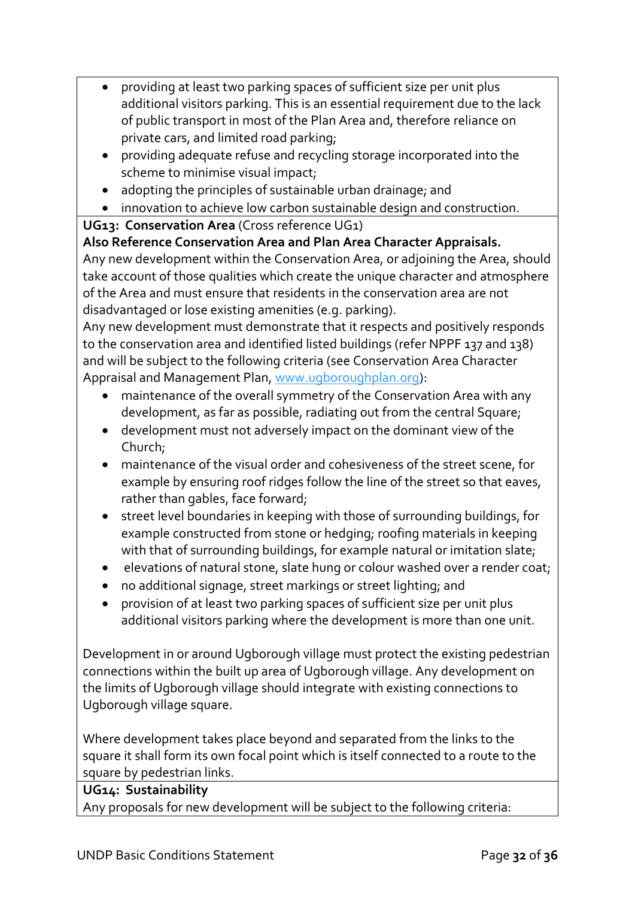- providing at least two parking spaces of sufficient size per unit plus additional visitors parking. This is an essential requirement due to the lack of public transport in most of the Plan Area and, therefore reliance on private cars, and limited road parking;
- providing adequate refuse and recycling storage incorporated into the scheme to minimise visual impact;
- adopting the principles of sustainable urban drainage; and
- innovation to achieve low carbon sustainable design and construction.

**UG13: Conservation Area** (Cross reference UG1)

**Also Reference Conservation Area and Plan Area Character Appraisals.**

Any new development within the Conservation Area, or adjoining the Area, should take account of those qualities which create the unique character and atmosphere of the Area and must ensure that residents in the conservation area are not disadvantaged or lose existing amenities (e.g. parking).

Any new development must demonstrate that it respects and positively responds to the conservation area and identified listed buildings (refer NPPF 137 and 138) and will be subject to the following criteria (see Conservation Area Character Appraisal and Management Plan, [www.ugboroughplan.org](http://www.ugboroughplan.org)):

- maintenance of the overall symmetry of the Conservation Area with any development, as far as possible, radiating out from the central Square;
- development must not adversely impact on the dominant view of the Church;
- maintenance of the visual order and cohesiveness of the street scene, for example by ensuring roof ridges follow the line of the street so that eaves, rather than gables, face forward;
- street level boundaries in keeping with those of surrounding buildings, for example constructed from stone or hedging; roofing materials in keeping with that of surrounding buildings, for example natural or imitation slate;
- elevations of natural stone, slate hung or colour washed over a render coat;
- no additional signage, street markings or street lighting; and
- provision of at least two parking spaces of sufficient size per unit plus additional visitors parking where the development is more than one unit.

Development in or around Ugborough village must protect the existing pedestrian connections within the built up area of Ugborough village. Any development on the limits of Ugborough village should integrate with existing connections to Ugborough village square.

Where development takes place beyond and separated from the links to the square it shall form its own focal point which is itself connected to a route to the square by pedestrian links.

**UG14: Sustainability**

Any proposals for new development will be subject to the following criteria: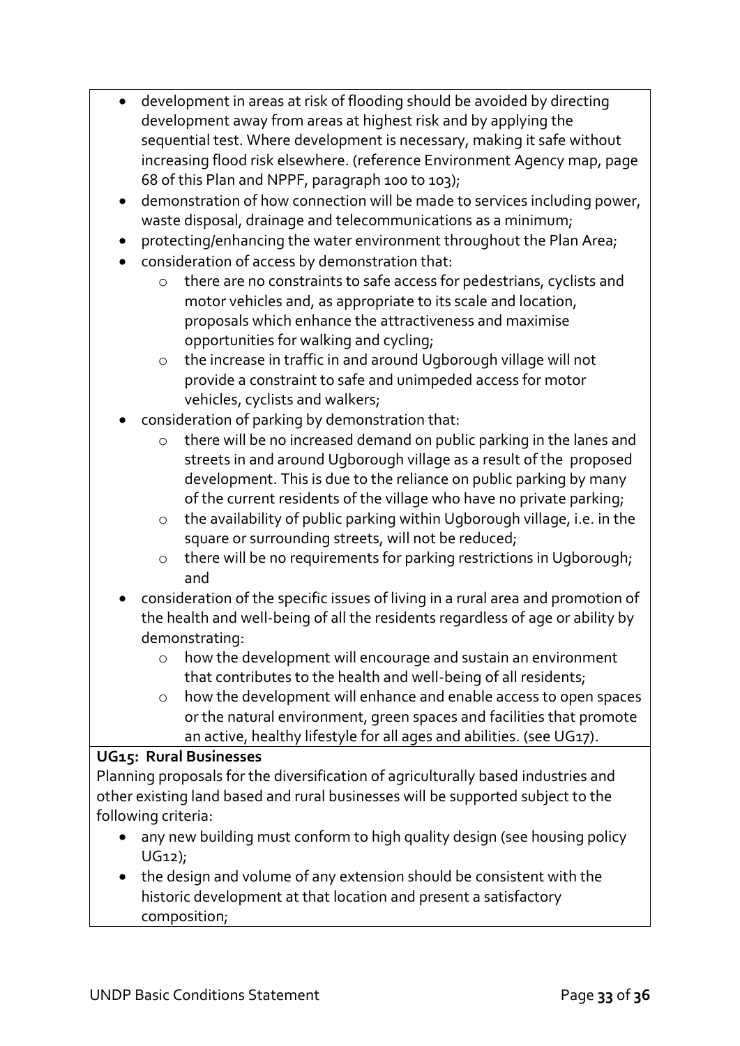- development in areas at risk of flooding should be avoided by directing development away from areas at highest risk and by applying the sequential test. Where development is necessary, making it safe without increasing flood risk elsewhere. (reference Environment Agency map, page 68 of this Plan and NPPF, paragraph 100 to 103);
- demonstration of how connection will be made to services including power, waste disposal, drainage and telecommunications as a minimum;
- protecting/enhancing the water environment throughout the Plan Area;
- consideration of access by demonstration that:
  - there are no constraints to safe access for pedestrians, cyclists and motor vehicles and, as appropriate to its scale and location, proposals which enhance the attractiveness and maximise opportunities for walking and cycling;
  - the increase in traffic in and around Ugborough village will not provide a constraint to safe and unimpeded access for motor vehicles, cyclists and walkers;
- consideration of parking by demonstration that:
  - there will be no increased demand on public parking in the lanes and streets in and around Ugborough village as a result of the proposed development. This is due to the reliance on public parking by many of the current residents of the village who have no private parking;
  - the availability of public parking within Ugborough village, i.e. in the square or surrounding streets, will not be reduced;
  - there will be no requirements for parking restrictions in Ugborough; and
- consideration of the specific issues of living in a rural area and promotion of the health and well-being of all the residents regardless of age or ability by demonstrating:
  - how the development will encourage and sustain an environment that contributes to the health and well-being of all residents;
  - how the development will enhance and enable access to open spaces or the natural environment, green spaces and facilities that promote an active, healthy lifestyle for all ages and abilities. (see UG17).

**UG15: Rural Businesses**

Planning proposals for the diversification of agriculturally based industries and other existing land based and rural businesses will be supported subject to the following criteria:

- any new building must conform to high quality design (see housing policy UG12);
- the design and volume of any extension should be consistent with the historic development at that location and present a satisfactory composition;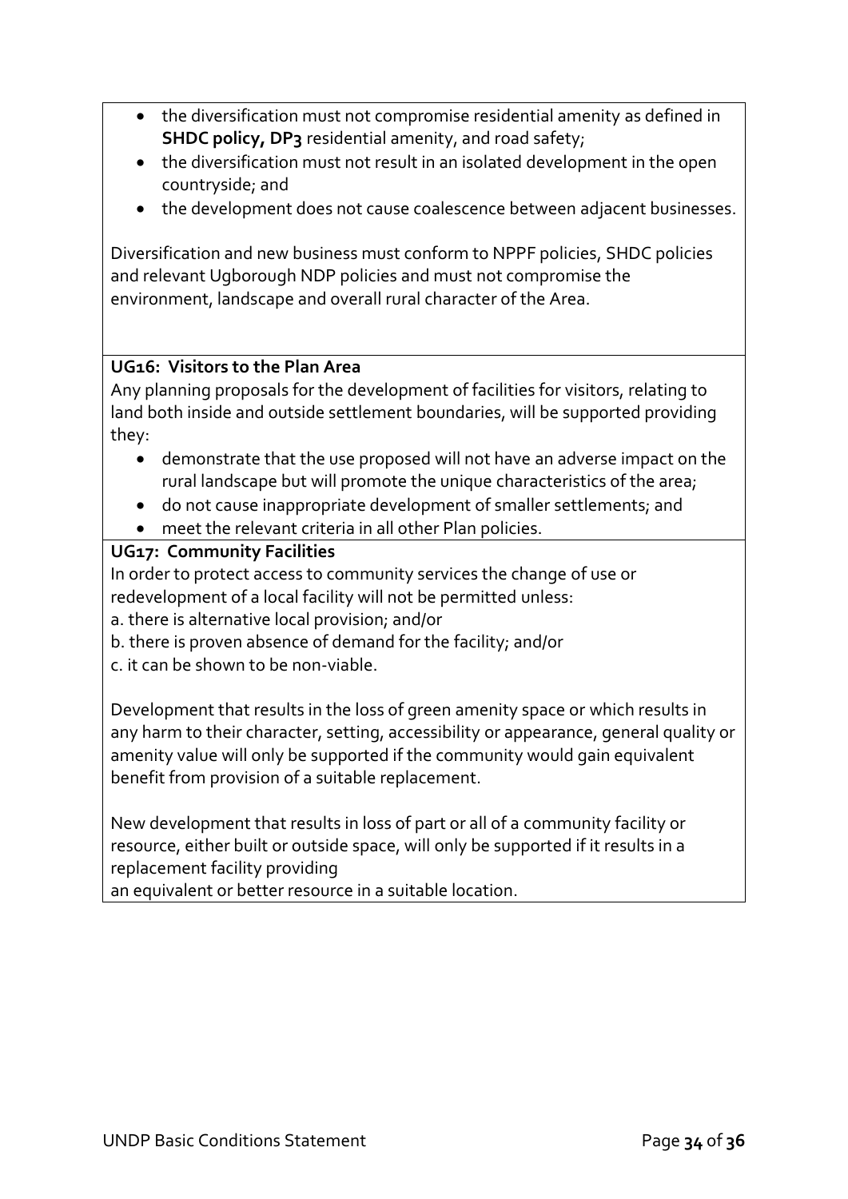- the diversification must not compromise residential amenity as defined in **SHDC policy, DP3** residential amenity, and road safety;
- the diversification must not result in an isolated development in the open countryside; and
- the development does not cause coalescence between adjacent businesses.

Diversification and new business must conform to NPPF policies, SHDC policies and relevant Ugborough NDP policies and must not compromise the environment, landscape and overall rural character of the Area.

**UG16: Visitors to the Plan Area**

Any planning proposals for the development of facilities for visitors, relating to land both inside and outside settlement boundaries, will be supported providing they:

- demonstrate that the use proposed will not have an adverse impact on the rural landscape but will promote the unique characteristics of the area;
- do not cause inappropriate development of smaller settlements; and
- meet the relevant criteria in all other Plan policies.

**UG17: Community Facilities**

In order to protect access to community services the change of use or redevelopment of a local facility will not be permitted unless:

a. there is alternative local provision; and/or

b. there is proven absence of demand for the facility; and/or

c. it can be shown to be non-viable.

Development that results in the loss of green amenity space or which results in any harm to their character, setting, accessibility or appearance, general quality or amenity value will only be supported if the community would gain equivalent benefit from provision of a suitable replacement.

New development that results in loss of part or all of a community facility or resource, either built or outside space, will only be supported if it results in a replacement facility providing
an equivalent or better resource in a suitable location.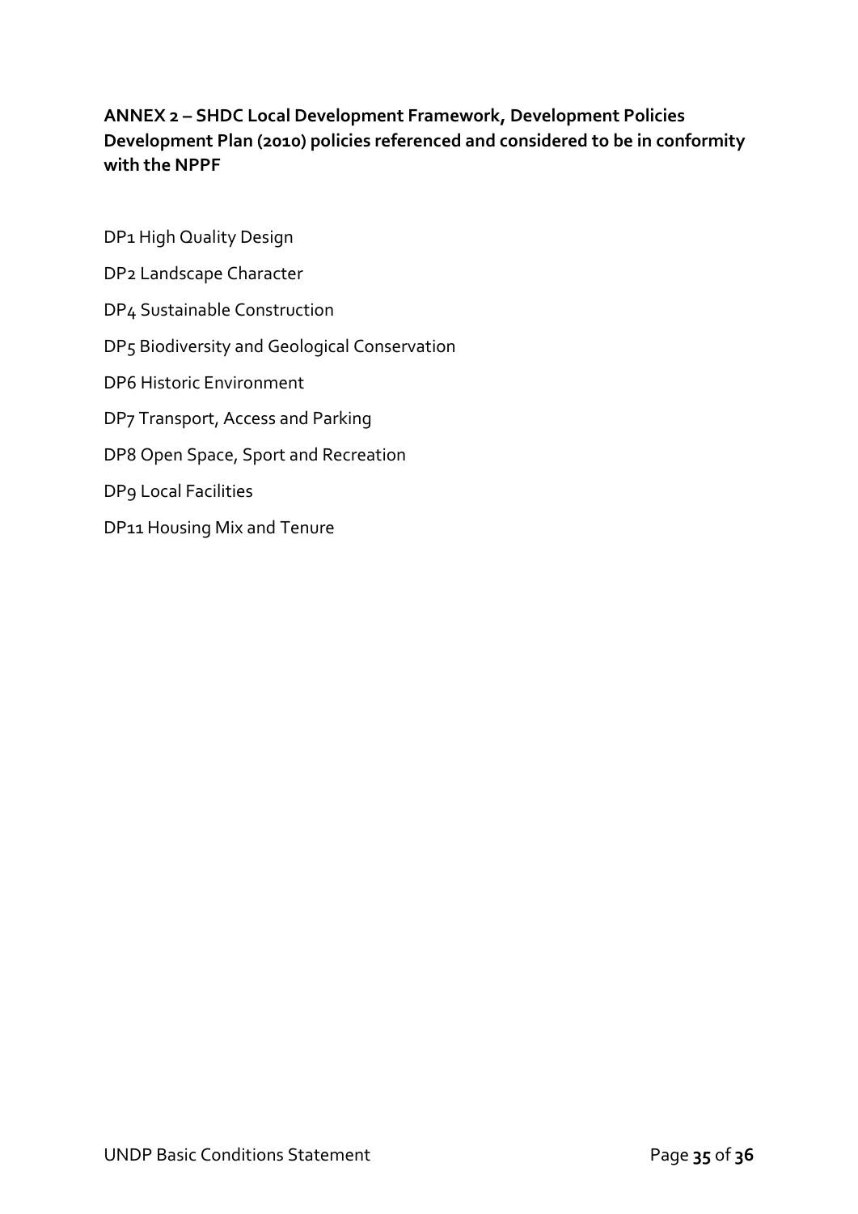**ANNEX 2 – SHDC Local Development Framework, Development Policies Development Plan (2010) policies referenced and considered to be in conformity with the NPPF**

DP1 High Quality Design

DP2 Landscape Character

DP4 Sustainable Construction

DP5 Biodiversity and Geological Conservation

DP6 Historic Environment

DP7 Transport, Access and Parking

DP8 Open Space, Sport and Recreation

DP9 Local Facilities

DP11 Housing Mix and Tenure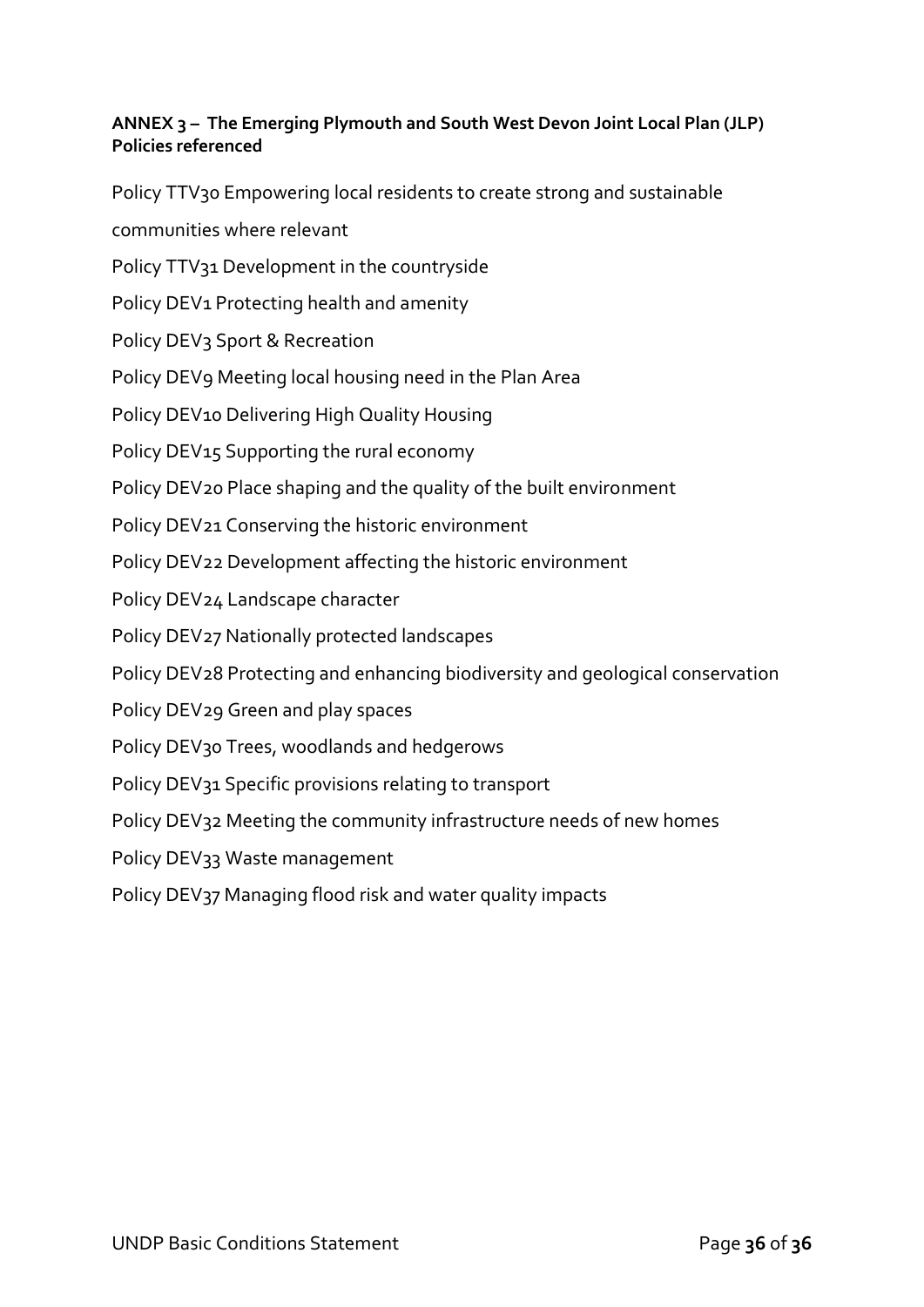**ANNEX 3 – The Emerging Plymouth and South West Devon Joint Local Plan (JLP) Policies referenced**

Policy TTV30 Empowering local residents to create strong and sustainable communities where relevant

Policy TTV31 Development in the countryside

Policy DEV1 Protecting health and amenity

Policy DEV3 Sport & Recreation

Policy DEV9 Meeting local housing need in the Plan Area

Policy DEV10 Delivering High Quality Housing

Policy DEV15 Supporting the rural economy

Policy DEV20 Place shaping and the quality of the built environment

Policy DEV21 Conserving the historic environment

Policy DEV22 Development affecting the historic environment

Policy DEV24 Landscape character

Policy DEV27 Nationally protected landscapes

Policy DEV28 Protecting and enhancing biodiversity and geological conservation

Policy DEV29 Green and play spaces

Policy DEV30 Trees, woodlands and hedgerows

Policy DEV31 Specific provisions relating to transport

Policy DEV32 Meeting the community infrastructure needs of new homes

Policy DEV33 Waste management

Policy DEV37 Managing flood risk and water quality impacts